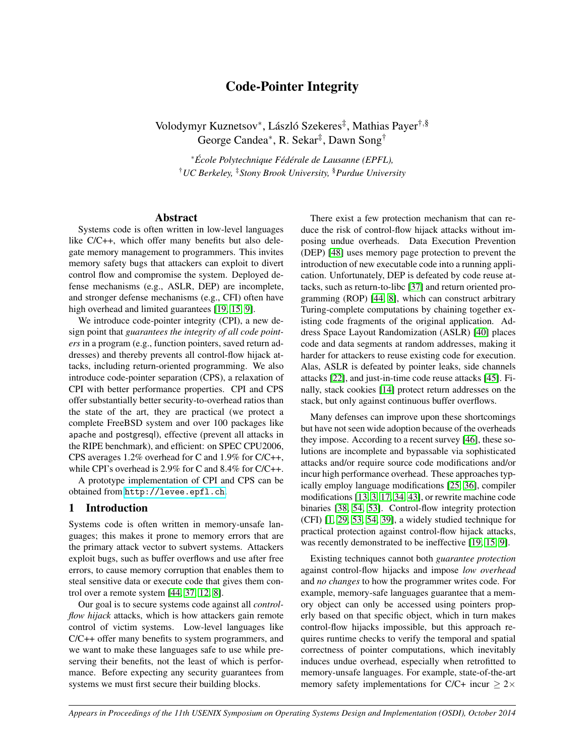# Code-Pointer Integrity

Volodymyr Kuznetsov[*], László Szekeres[‡], Mathias Payer[†,§]
George Candea[*], R. Sekar[‡], Dawn Song[†]

[*]*École Polytechnique Fédérale de Lausanne (EPFL),*
[†]*UC Berkeley,* [‡]*Stony Brook University,* [§]*Purdue University*

## Abstract

Systems code is often written in low-level languages like C/C++, which offer many benefits but also delegate memory management to programmers. This invites memory safety bugs that attackers can exploit to divert control flow and compromise the system. Deployed defense mechanisms (e.g., ASLR, DEP) are incomplete, and stronger defense mechanisms (e.g., CFI) often have high overhead and limited guarantees [19, 15, 9].

We introduce code-pointer integrity (CPI), a new design point that *guarantees the integrity of all code pointers* in a program (e.g., function pointers, saved return addresses) and thereby prevents all control-flow hijack attacks, including return-oriented programming. We also introduce code-pointer separation (CPS), a relaxation of CPI with better performance properties. CPI and CPS offer substantially better security-to-overhead ratios than the state of the art, they are practical (we protect a complete FreeBSD system and over 100 packages like apache and postgresql), effective (prevent all attacks in the RIPE benchmark), and efficient: on SPEC CPU2006, CPS averages 1.2% overhead for C and 1.9% for C/C++, while CPI's overhead is 2.9% for C and 8.4% for C/C++.

A prototype implementation of CPI and CPS can be obtained from `http://levee.epfl.ch`.

## 1 Introduction

Systems code is often written in memory-unsafe languages; this makes it prone to memory errors that are the primary attack vector to subvert systems. Attackers exploit bugs, such as buffer overflows and use after free errors, to cause memory corruption that enables them to steal sensitive data or execute code that gives them control over a remote system [44, 37, 12, 8].

Our goal is to secure systems code against all *control-flow hijack* attacks, which is how attackers gain remote control of victim systems. Low-level languages like C/C++ offer many benefits to system programmers, and we want to make these languages safe to use while preserving their benefits, not the least of which is performance. Before expecting any security guarantees from systems we must first secure their building blocks.

There exist a few protection mechanism that can reduce the risk of control-flow hijack attacks without imposing undue overheads. Data Execution Prevention (DEP) [48] uses memory page protection to prevent the introduction of new executable code into a running application. Unfortunately, DEP is defeated by code reuse attacks, such as return-to-libc [37] and return oriented programming (ROP) [44, 8], which can construct arbitrary Turing-complete computations by chaining together existing code fragments of the original application. Address Space Layout Randomization (ASLR) [40] places code and data segments at random addresses, making it harder for attackers to reuse existing code for execution. Alas, ASLR is defeated by pointer leaks, side channels attacks [22], and just-in-time code reuse attacks [45]. Finally, stack cookies [14] protect return addresses on the stack, but only against continuous buffer overflows.

Many defenses can improve upon these shortcomings but have not seen wide adoption because of the overheads they impose. According to a recent survey [46], these solutions are incomplete and bypassable via sophisticated attacks and/or require source code modifications and/or incur high performance overhead. These approaches typically employ language modifications [25, 36], compiler modifications [13, 3, 17, 34, 43], or rewrite machine code binaries [38, 54, 53]. Control-flow integrity protection (CFI) [1, 29, 53, 54, 39], a widely studied technique for practical protection against control-flow hijack attacks, was recently demonstrated to be ineffective [19, 15, 9].

Existing techniques cannot both *guarantee protection* against control-flow hijacks and impose *low overhead* and *no changes* to how the programmer writes code. For example, memory-safe languages guarantee that a memory object can only be accessed using pointers properly based on that specific object, which in turn makes control-flow hijacks impossible, but this approach requires runtime checks to verify the temporal and spatial correctness of pointer computations, which inevitably induces undue overhead, especially when retrofitted to memory-unsafe languages. For example, state-of-the-art memory safety implementations for C/C+ incur $\geq 2\times$

*Appears in Proceedings of the 11th USENIX Symposium on Operating Systems Design and Implementation (OSDI), October 2014*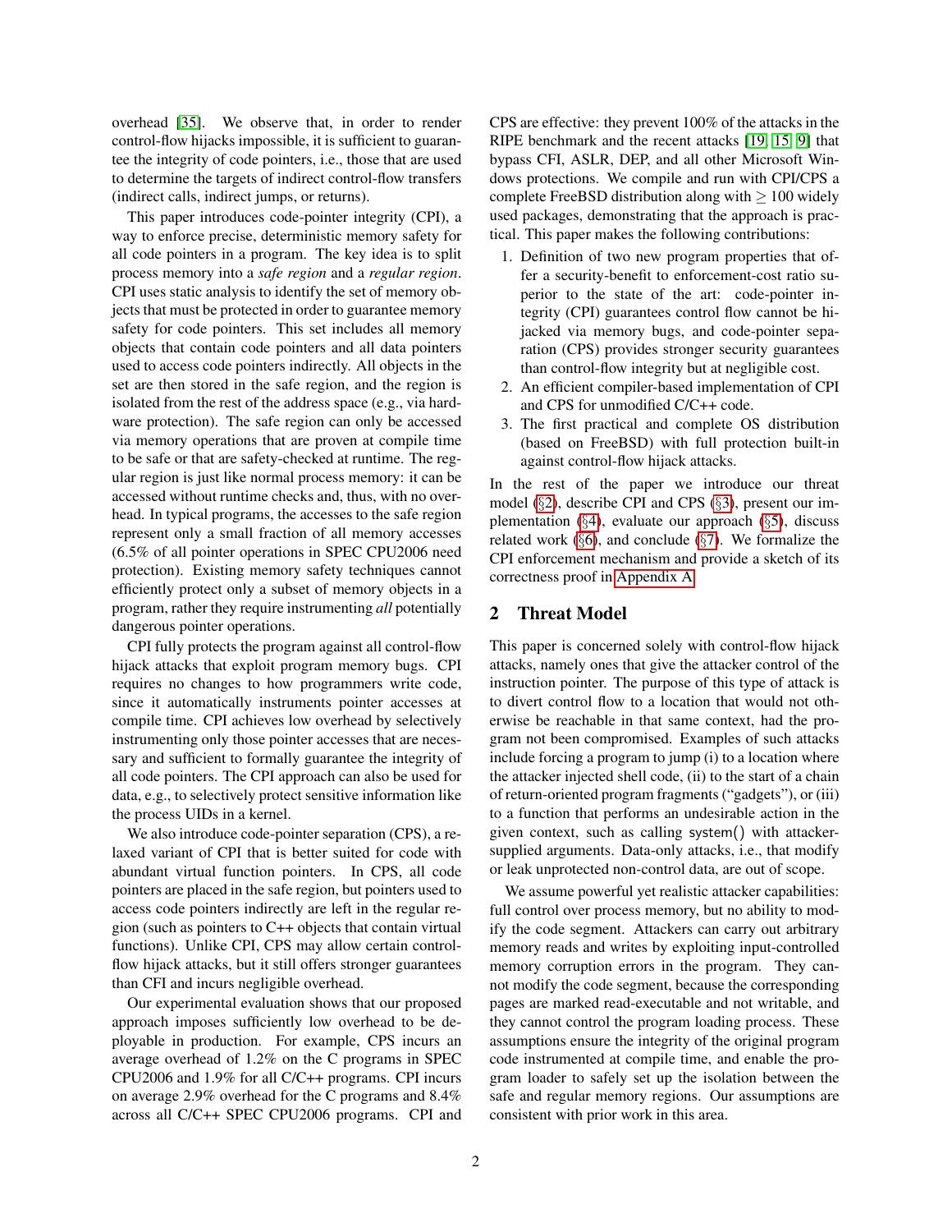overhead [35]. We observe that, in order to render control-flow hijacks impossible, it is sufficient to guarantee the integrity of code pointers, i.e., those that are used to determine the targets of indirect control-flow transfers (indirect calls, indirect jumps, or returns).

This paper introduces code-pointer integrity (CPI), a way to enforce precise, deterministic memory safety for all code pointers in a program. The key idea is to split process memory into a *safe region* and a *regular region*. CPI uses static analysis to identify the set of memory objects that must be protected in order to guarantee memory safety for code pointers. This set includes all memory objects that contain code pointers and all data pointers used to access code pointers indirectly. All objects in the set are then stored in the safe region, and the region is isolated from the rest of the address space (e.g., via hardware protection). The safe region can only be accessed via memory operations that are proven at compile time to be safe or that are safety-checked at runtime. The regular region is just like normal process memory: it can be accessed without runtime checks and, thus, with no overhead. In typical programs, the accesses to the safe region represent only a small fraction of all memory accesses (6.5% of all pointer operations in SPEC CPU2006 need protection). Existing memory safety techniques cannot efficiently protect only a subset of memory objects in a program, rather they require instrumenting *all* potentially dangerous pointer operations.

CPI fully protects the program against all control-flow hijack attacks that exploit program memory bugs. CPI requires no changes to how programmers write code, since it automatically instruments pointer accesses at compile time. CPI achieves low overhead by selectively instrumenting only those pointer accesses that are necessary and sufficient to formally guarantee the integrity of all code pointers. The CPI approach can also be used for data, e.g., to selectively protect sensitive information like the process UIDs in a kernel.

We also introduce code-pointer separation (CPS), a relaxed variant of CPI that is better suited for code with abundant virtual function pointers. In CPS, all code pointers are placed in the safe region, but pointers used to access code pointers indirectly are left in the regular region (such as pointers to C++ objects that contain virtual functions). Unlike CPI, CPS may allow certain control-flow hijack attacks, but it still offers stronger guarantees than CFI and incurs negligible overhead.

Our experimental evaluation shows that our proposed approach imposes sufficiently low overhead to be deployable in production. For example, CPS incurs an average overhead of 1.2% on the C programs in SPEC CPU2006 and 1.9% for all C/C++ programs. CPI incurs on average 2.9% overhead for the C programs and 8.4% across all C/C++ SPEC CPU2006 programs. CPI and CPS are effective: they prevent 100% of the attacks in the RIPE benchmark and the recent attacks [19, 15, 9] that bypass CFI, ASLR, DEP, and all other Microsoft Windows protections. We compile and run with CPI/CPS a complete FreeBSD distribution along with $\geq$ 100 widely used packages, demonstrating that the approach is practical. This paper makes the following contributions:

1. Definition of two new program properties that offer a security-benefit to enforcement-cost ratio superior to the state of the art: code-pointer integrity (CPI) guarantees control flow cannot be hijacked via memory bugs, and code-pointer separation (CPS) provides stronger security guarantees than control-flow integrity but at negligible cost.
2. An efficient compiler-based implementation of CPI and CPS for unmodified C/C++ code.
3. The first practical and complete OS distribution (based on FreeBSD) with full protection built-in against control-flow hijack attacks.

In the rest of the paper we introduce our threat model (§2), describe CPI and CPS (§3), present our implementation (§4), evaluate our approach (§5), discuss related work (§6), and conclude (§7). We formalize the CPI enforcement mechanism and provide a sketch of its correctness proof in Appendix A.

## 2 Threat Model

This paper is concerned solely with control-flow hijack attacks, namely ones that give the attacker control of the instruction pointer. The purpose of this type of attack is to divert control flow to a location that would not otherwise be reachable in that same context, had the program not been compromised. Examples of such attacks include forcing a program to jump (i) to a location where the attacker injected shell code, (ii) to the start of a chain of return-oriented program fragments ("gadgets"), or (iii) to a function that performs an undesirable action in the given context, such as calling `system()` with attacker-supplied arguments. Data-only attacks, i.e., that modify or leak unprotected non-control data, are out of scope.

We assume powerful yet realistic attacker capabilities: full control over process memory, but no ability to modify the code segment. Attackers can carry out arbitrary memory reads and writes by exploiting input-controlled memory corruption errors in the program. They cannot modify the code segment, because the corresponding pages are marked read-executable and not writable, and they cannot control the program loading process. These assumptions ensure the integrity of the original program code instrumented at compile time, and enable the program loader to safely set up the isolation between the safe and regular memory regions. Our assumptions are consistent with prior work in this area.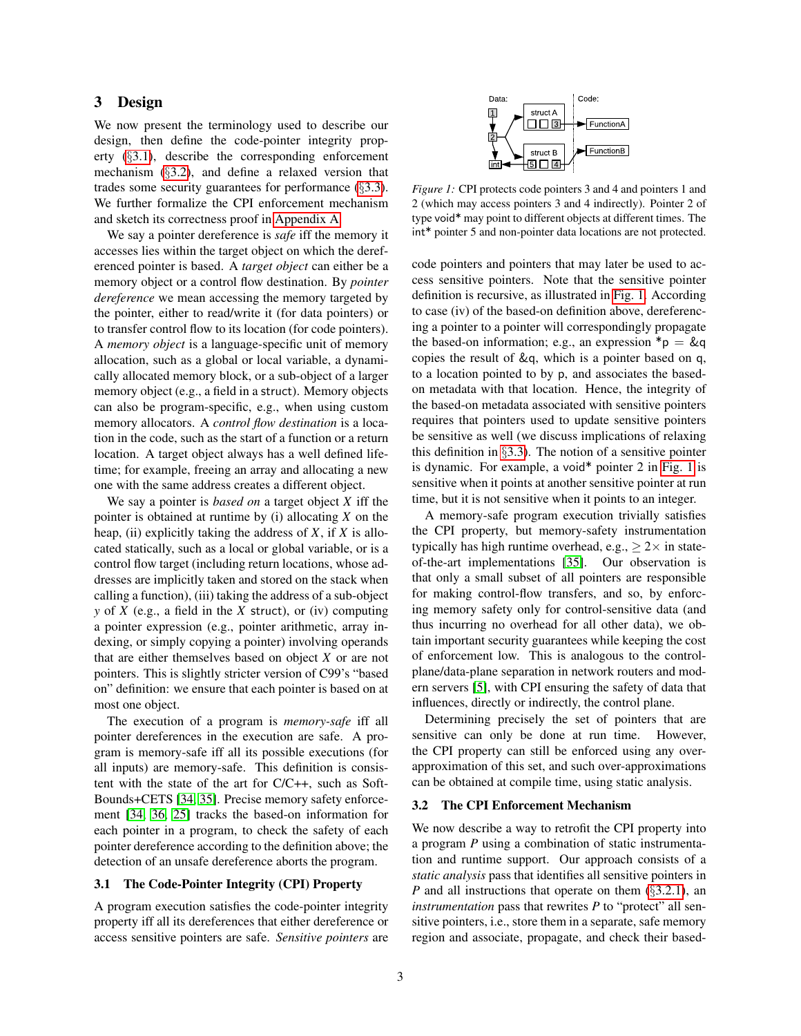## 3 Design

We now present the terminology used to describe our design, then define the code-pointer integrity property (§3.1), describe the corresponding enforcement mechanism (§3.2), and define a relaxed version that trades some security guarantees for performance (§3.3). We further formalize the CPI enforcement mechanism and sketch its correctness proof in Appendix A.

We say a pointer dereference is *safe* iff the memory it accesses lies within the target object on which the dereferenced pointer is based. A *target object* can either be a memory object or a control flow destination. By *pointer dereference* we mean accessing the memory targeted by the pointer, either to read/write it (for data pointers) or to transfer control flow to its location (for code pointers). A *memory object* is a language-specific unit of memory allocation, such as a global or local variable, a dynamically allocated memory block, or a sub-object of a larger memory object (e.g., a field in a `struct`). Memory objects can also be program-specific, e.g., when using custom memory allocators. A *control flow destination* is a location in the code, such as the start of a function or a return location. A target object always has a well defined lifetime; for example, freeing an array and allocating a new one with the same address creates a different object.

We say a pointer is *based on* a target object $X$ iff the pointer is obtained at runtime by (i) allocating $X$ on the heap, (ii) explicitly taking the address of $X$, if $X$ is allocated statically, such as a local or global variable, or is a control flow target (including return locations, whose addresses are implicitly taken and stored on the stack when calling a function), (iii) taking the address of a sub-object $y$ of $X$ (e.g., a field in the $X$ struct), or (iv) computing a pointer expression (e.g., pointer arithmetic, array indexing, or simply copying a pointer) involving operands that are either themselves based on object $X$ or are not pointers. This is slightly stricter version of C99's "based on" definition: we ensure that each pointer is based on at most one object.

The execution of a program is *memory-safe* iff all pointer dereferences in the execution are safe. A program is memory-safe iff all its possible executions (for all inputs) are memory-safe. This definition is consistent with the state of the art for C/C++, such as SoftBounds+CETS [34, 35]. Precise memory safety enforcement [34, 36, 25] tracks the based-on information for each pointer in a program, to check the safety of each pointer dereference according to the definition above; the detection of an unsafe dereference aborts the program.

### 3.1 The Code-Pointer Integrity (CPI) Property

A program execution satisfies the code-pointer integrity property iff all its dereferences that either dereference or access sensitive pointers are safe. *Sensitive pointers* are code pointers and pointers that may later be used to access sensitive pointers. Note that the sensitive pointer definition is recursive, as illustrated in Fig. 1. According to case (iv) of the based-on definition above, dereferencing a pointer to a pointer will correspondingly propagate the based-on information; e.g., an expression `*p = &q` copies the result of `&q`, which is a pointer based on `q`, to a location pointed to by `p`, and associates the based-on metadata with that location. Hence, the integrity of the based-on metadata associated with sensitive pointers requires that pointers used to update sensitive pointers be sensitive as well (we discuss implications of relaxing this definition in §3.3). The notion of a sensitive pointer is dynamic. For example, a `void*` pointer 2 in Fig. 1 is sensitive when it points at another sensitive pointer at run time, but it is not sensitive when it points to an integer.

*Figure 1:* CPI protects code pointers 3 and 4 and pointers 1 and 2 (which may access pointers 3 and 4 indirectly). Pointer 2 of type `void*` may point to different objects at different times. The `int*` pointer 5 and non-pointer data locations are not protected.

A memory-safe program execution trivially satisfies the CPI property, but memory-safety instrumentation typically has high runtime overhead, e.g., $\geq 2\times$ in state-of-the-art implementations [35]. Our observation is that only a small subset of all pointers are responsible for making control-flow transfers, and so, by enforcing memory safety only for control-sensitive data (and thus incurring no overhead for all other data), we obtain important security guarantees while keeping the cost of enforcement low. This is analogous to the control-plane/data-plane separation in network routers and modern servers [5], with CPI ensuring the safety of data that influences, directly or indirectly, the control plane.

Determining precisely the set of pointers that are sensitive can only be done at run time. However, the CPI property can still be enforced using any over-approximation of this set, and such over-approximations can be obtained at compile time, using static analysis.

### 3.2 The CPI Enforcement Mechanism

We now describe a way to retrofit the CPI property into a program $P$ using a combination of static instrumentation and runtime support. Our approach consists of a *static analysis* pass that identifies all sensitive pointers in $P$ and all instructions that operate on them (§3.2.1), an *instrumentation* pass that rewrites $P$ to "protect" all sensitive pointers, i.e., store them in a separate, safe memory region and associate, propagate, and check their based-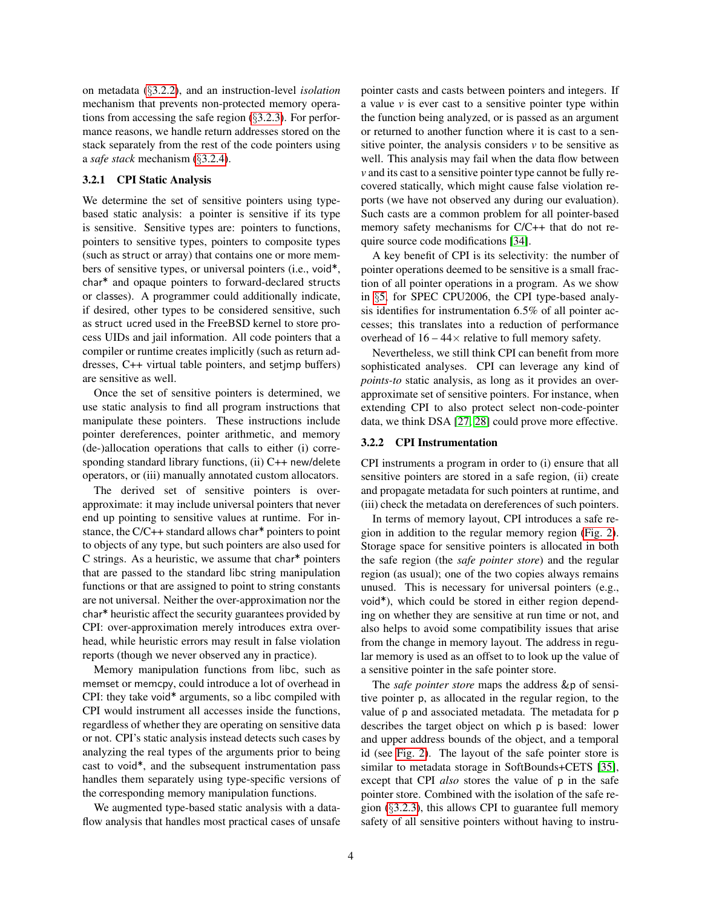on metadata (§3.2.2), and an instruction-level *isolation* mechanism that prevents non-protected memory operations from accessing the safe region (§3.2.3). For performance reasons, we handle return addresses stored on the stack separately from the rest of the code pointers using a *safe stack* mechanism (§3.2.4).

### 3.2.1 CPI Static Analysis

We determine the set of sensitive pointers using type-based static analysis: a pointer is sensitive if its type is sensitive. Sensitive types are: pointers to functions, pointers to sensitive types, pointers to composite types (such as struct or array) that contains one or more members of sensitive types, or universal pointers (i.e., void*, char* and opaque pointers to forward-declared structs or classes). A programmer could additionally indicate, if desired, other types to be considered sensitive, such as struct ucred used in the FreeBSD kernel to store process UIDs and jail information. All code pointers that a compiler or runtime creates implicitly (such as return addresses, C++ virtual table pointers, and setjmp buffers) are sensitive as well.

Once the set of sensitive pointers is determined, we use static analysis to find all program instructions that manipulate these pointers. These instructions include pointer dereferences, pointer arithmetic, and memory (de-)allocation operations that calls to either (i) corresponding standard library functions, (ii) C++ new/delete operators, or (iii) manually annotated custom allocators.

The derived set of sensitive pointers is over-approximate: it may include universal pointers that never end up pointing to sensitive values at runtime. For instance, the C/C++ standard allows char* pointers to point to objects of any type, but such pointers are also used for C strings. As a heuristic, we assume that char* pointers that are passed to the standard libc string manipulation functions or that are assigned to point to string constants are not universal. Neither the over-approximation nor the char* heuristic affect the security guarantees provided by CPI: over-approximation merely introduces extra overhead, while heuristic errors may result in false violation reports (though we never observed any in practice).

Memory manipulation functions from libc, such as memset or memcpy, could introduce a lot of overhead in CPI: they take void* arguments, so a libc compiled with CPI would instrument all accesses inside the functions, regardless of whether they are operating on sensitive data or not. CPI's static analysis instead detects such cases by analyzing the real types of the arguments prior to being cast to void*, and the subsequent instrumentation pass handles them separately using type-specific versions of the corresponding memory manipulation functions.

We augmented type-based static analysis with a data-flow analysis that handles most practical cases of unsafe pointer casts and casts between pointers and integers. If a value $v$ is ever cast to a sensitive pointer type within the function being analyzed, or is passed as an argument or returned to another function where it is cast to a sensitive pointer, the analysis considers $v$ to be sensitive as well. This analysis may fail when the data flow between $v$ and its cast to a sensitive pointer type cannot be fully recovered statically, which might cause false violation reports (we have not observed any during our evaluation). Such casts are a common problem for all pointer-based memory safety mechanisms for C/C++ that do not require source code modifications [34].

A key benefit of CPI is its selectivity: the number of pointer operations deemed to be sensitive is a small fraction of all pointer operations in a program. As we show in §5, for SPEC CPU2006, the CPI type-based analysis identifies for instrumentation 6.5% of all pointer accesses; this translates into a reduction of performance overhead of 16 – 44× relative to full memory safety.

Nevertheless, we still think CPI can benefit from more sophisticated analyses. CPI can leverage any kind of *points-to* static analysis, as long as it provides an over-approximate set of sensitive pointers. For instance, when extending CPI to also protect select non-code-pointer data, we think DSA [27, 28] could prove more effective.

### 3.2.2 CPI Instrumentation

CPI instruments a program in order to (i) ensure that all sensitive pointers are stored in a safe region, (ii) create and propagate metadata for such pointers at runtime, and (iii) check the metadata on dereferences of such pointers.

In terms of memory layout, CPI introduces a safe region in addition to the regular memory region (Fig. 2). Storage space for sensitive pointers is allocated in both the safe region (the *safe pointer store*) and the regular region (as usual); one of the two copies always remains unused. This is necessary for universal pointers (e.g., void*), which could be stored in either region depending on whether they are sensitive at run time or not, and also helps to avoid some compatibility issues that arise from the change in memory layout. The address in regular memory is used as an offset to to look up the value of a sensitive pointer in the safe pointer store.

The *safe pointer store* maps the address &p of sensitive pointer p, as allocated in the regular region, to the value of p and associated metadata. The metadata for p describes the target object on which p is based: lower and upper address bounds of the object, and a temporal id (see Fig. 2). The layout of the safe pointer store is similar to metadata storage in SoftBounds+CETS [35], except that CPI *also* stores the value of p in the safe pointer store. Combined with the isolation of the safe region (§3.2.3), this allows CPI to guarantee full memory safety of all sensitive pointers without having to instru-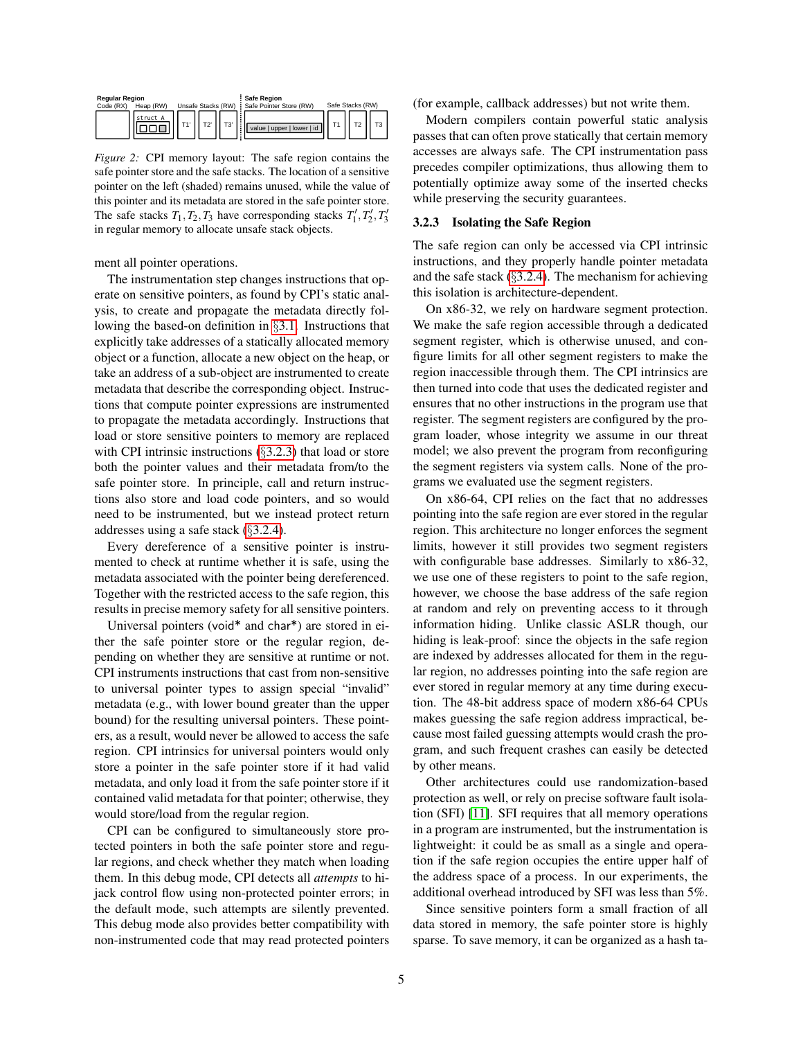*Figure 2:* CPI memory layout: The safe region contains the safe pointer store and the safe stacks. The location of a sensitive pointer on the left (shaded) remains unused, while the value of this pointer and its metadata are stored in the safe pointer store. The safe stacks $T_1, T_2, T_3$ have corresponding stacks $T_1', T_2', T_3'$ in regular memory to allocate unsafe stack objects.

ment all pointer operations.

The instrumentation step changes instructions that operate on sensitive pointers, as found by CPI's static analysis, to create and propagate the metadata directly following the based-on definition in §3.1. Instructions that explicitly take addresses of a statically allocated memory object or a function, allocate a new object on the heap, or take an address of a sub-object are instrumented to create metadata that describe the corresponding object. Instructions that compute pointer expressions are instrumented to propagate the metadata accordingly. Instructions that load or store sensitive pointers to memory are replaced with CPI intrinsic instructions (§3.2.3) that load or store both the pointer values and their metadata from/to the safe pointer store. In principle, call and return instructions also store and load code pointers, and so would need to be instrumented, but we instead protect return addresses using a safe stack (§3.2.4).

Every dereference of a sensitive pointer is instrumented to check at runtime whether it is safe, using the metadata associated with the pointer being dereferenced. Together with the restricted access to the safe region, this results in precise memory safety for all sensitive pointers.

Universal pointers (void* and char*) are stored in either the safe pointer store or the regular region, depending on whether they are sensitive at runtime or not. CPI instruments instructions that cast from non-sensitive to universal pointer types to assign special "invalid" metadata (e.g., with lower bound greater than the upper bound) for the resulting universal pointers. These pointers, as a result, would never be allowed to access the safe region. CPI intrinsics for universal pointers would only store a pointer in the safe pointer store if it had valid metadata, and only load it from the safe pointer store if it contained valid metadata for that pointer; otherwise, they would store/load from the regular region.

CPI can be configured to simultaneously store protected pointers in both the safe pointer store and regular regions, and check whether they match when loading them. In this debug mode, CPI detects all *attempts* to hijack control flow using non-protected pointer errors; in the default mode, such attempts are silently prevented. This debug mode also provides better compatibility with non-instrumented code that may read protected pointers (for example, callback addresses) but not write them.

Modern compilers contain powerful static analysis passes that can often prove statically that certain memory accesses are always safe. The CPI instrumentation pass precedes compiler optimizations, thus allowing them to potentially optimize away some of the inserted checks while preserving the security guarantees.

### 3.2.3 Isolating the Safe Region

The safe region can only be accessed via CPI intrinsic instructions, and they properly handle pointer metadata and the safe stack (§3.2.4). The mechanism for achieving this isolation is architecture-dependent.

On x86-32, we rely on hardware segment protection. We make the safe region accessible through a dedicated segment register, which is otherwise unused, and configure limits for all other segment registers to make the region inaccessible through them. The CPI intrinsics are then turned into code that uses the dedicated register and ensures that no other instructions in the program use that register. The segment registers are configured by the program loader, whose integrity we assume in our threat model; we also prevent the program from reconfiguring the segment registers via system calls. None of the programs we evaluated use the segment registers.

On x86-64, CPI relies on the fact that no addresses pointing into the safe region are ever stored in the regular region. This architecture no longer enforces the segment limits, however it still provides two segment registers with configurable base addresses. Similarly to x86-32, we use one of these registers to point to the safe region, however, we choose the base address of the safe region at random and rely on preventing access to it through information hiding. Unlike classic ASLR though, our hiding is leak-proof: since the objects in the safe region are indexed by addresses allocated for them in the regular region, no addresses pointing into the safe region are ever stored in regular memory at any time during execution. The 48-bit address space of modern x86-64 CPUs makes guessing the safe region address impractical, because most failed guessing attempts would crash the program, and such frequent crashes can easily be detected by other means.

Other architectures could use randomization-based protection as well, or rely on precise software fault isolation (SFI) [11]. SFI requires that all memory operations in a program are instrumented, but the instrumentation is lightweight: it could be as small as a single and operation if the safe region occupies the entire upper half of the address space of a process. In our experiments, the additional overhead introduced by SFI was less than 5%.

Since sensitive pointers form a small fraction of all data stored in memory, the safe pointer store is highly sparse. To save memory, it can be organized as a hash ta-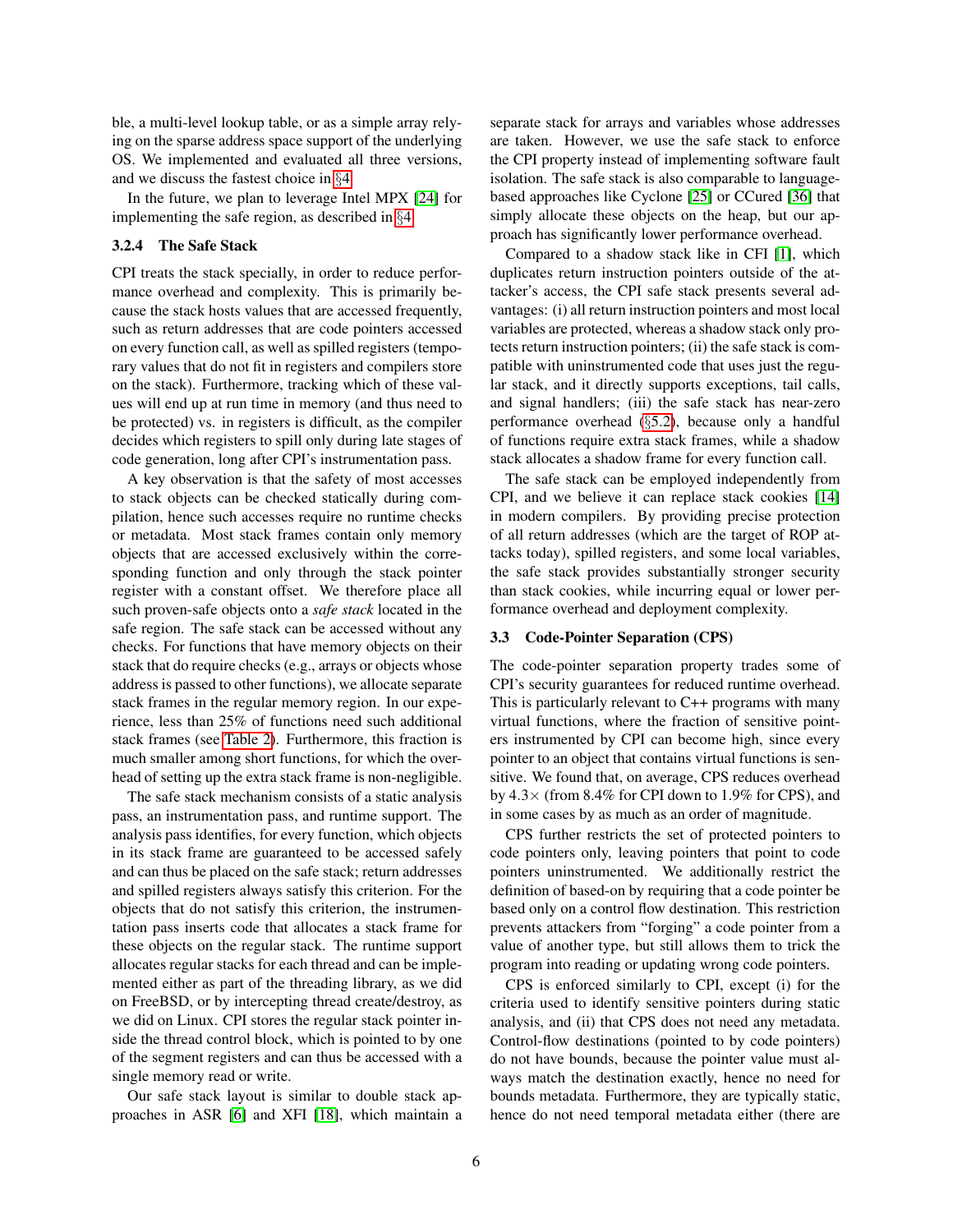ble, a multi-level lookup table, or as a simple array relying on the sparse address space support of the underlying OS. We implemented and evaluated all three versions, and we discuss the fastest choice in §4.

In the future, we plan to leverage Intel MPX [24] for implementing the safe region, as described in §4.

#### 3.2.4 The Safe Stack

CPI treats the stack specially, in order to reduce performance overhead and complexity. This is primarily because the stack hosts values that are accessed frequently, such as return addresses that are code pointers accessed on every function call, as well as spilled registers (temporary values that do not fit in registers and compilers store on the stack). Furthermore, tracking which of these values will end up at run time in memory (and thus need to be protected) vs. in registers is difficult, as the compiler decides which registers to spill only during late stages of code generation, long after CPI's instrumentation pass.

A key observation is that the safety of most accesses to stack objects can be checked statically during compilation, hence such accesses require no runtime checks or metadata. Most stack frames contain only memory objects that are accessed exclusively within the corresponding function and only through the stack pointer register with a constant offset. We therefore place all such proven-safe objects onto a *safe stack* located in the safe region. The safe stack can be accessed without any checks. For functions that have memory objects on their stack that do require checks (e.g., arrays or objects whose address is passed to other functions), we allocate separate stack frames in the regular memory region. In our experience, less than 25% of functions need such additional stack frames (see Table 2). Furthermore, this fraction is much smaller among short functions, for which the overhead of setting up the extra stack frame is non-negligible.

The safe stack mechanism consists of a static analysis pass, an instrumentation pass, and runtime support. The analysis pass identifies, for every function, which objects in its stack frame are guaranteed to be accessed safely and can thus be placed on the safe stack; return addresses and spilled registers always satisfy this criterion. For the objects that do not satisfy this criterion, the instrumentation pass inserts code that allocates a stack frame for these objects on the regular stack. The runtime support allocates regular stacks for each thread and can be implemented either as part of the threading library, as we did on FreeBSD, or by intercepting thread create/destroy, as we did on Linux. CPI stores the regular stack pointer inside the thread control block, which is pointed to by one of the segment registers and can thus be accessed with a single memory read or write.

Our safe stack layout is similar to double stack approaches in ASR [6] and XFI [18], which maintain a separate stack for arrays and variables whose addresses are taken. However, we use the safe stack to enforce the CPI property instead of implementing software fault isolation. The safe stack is also comparable to language-based approaches like Cyclone [25] or CCured [36] that simply allocate these objects on the heap, but our approach has significantly lower performance overhead.

Compared to a shadow stack like in CFI [1], which duplicates return instruction pointers outside of the attacker's access, the CPI safe stack presents several advantages: (i) all return instruction pointers and most local variables are protected, whereas a shadow stack only protects return instruction pointers; (ii) the safe stack is compatible with uninstrumented code that uses just the regular stack, and it directly supports exceptions, tail calls, and signal handlers; (iii) the safe stack has near-zero performance overhead (§5.2), because only a handful of functions require extra stack frames, while a shadow stack allocates a shadow frame for every function call.

The safe stack can be employed independently from CPI, and we believe it can replace stack cookies [14] in modern compilers. By providing precise protection of all return addresses (which are the target of ROP attacks today), spilled registers, and some local variables, the safe stack provides substantially stronger security than stack cookies, while incurring equal or lower performance overhead and deployment complexity.

### 3.3 Code-Pointer Separation (CPS)

The code-pointer separation property trades some of CPI's security guarantees for reduced runtime overhead. This is particularly relevant to C++ programs with many virtual functions, where the fraction of sensitive pointers instrumented by CPI can become high, since every pointer to an object that contains virtual functions is sensitive. We found that, on average, CPS reduces overhead by 4.3× (from 8.4% for CPI down to 1.9% for CPS), and in some cases by as much as an order of magnitude.

CPS further restricts the set of protected pointers to code pointers only, leaving pointers that point to code pointers uninstrumented. We additionally restrict the definition of based-on by requiring that a code pointer be based only on a control flow destination. This restriction prevents attackers from "forging" a code pointer from a value of another type, but still allows them to trick the program into reading or updating wrong code pointers.

CPS is enforced similarly to CPI, except (i) for the criteria used to identify sensitive pointers during static analysis, and (ii) that CPS does not need any metadata. Control-flow destinations (pointed to by code pointers) do not have bounds, because the pointer value must always match the destination exactly, hence no need for bounds metadata. Furthermore, they are typically static, hence do not need temporal metadata either (there are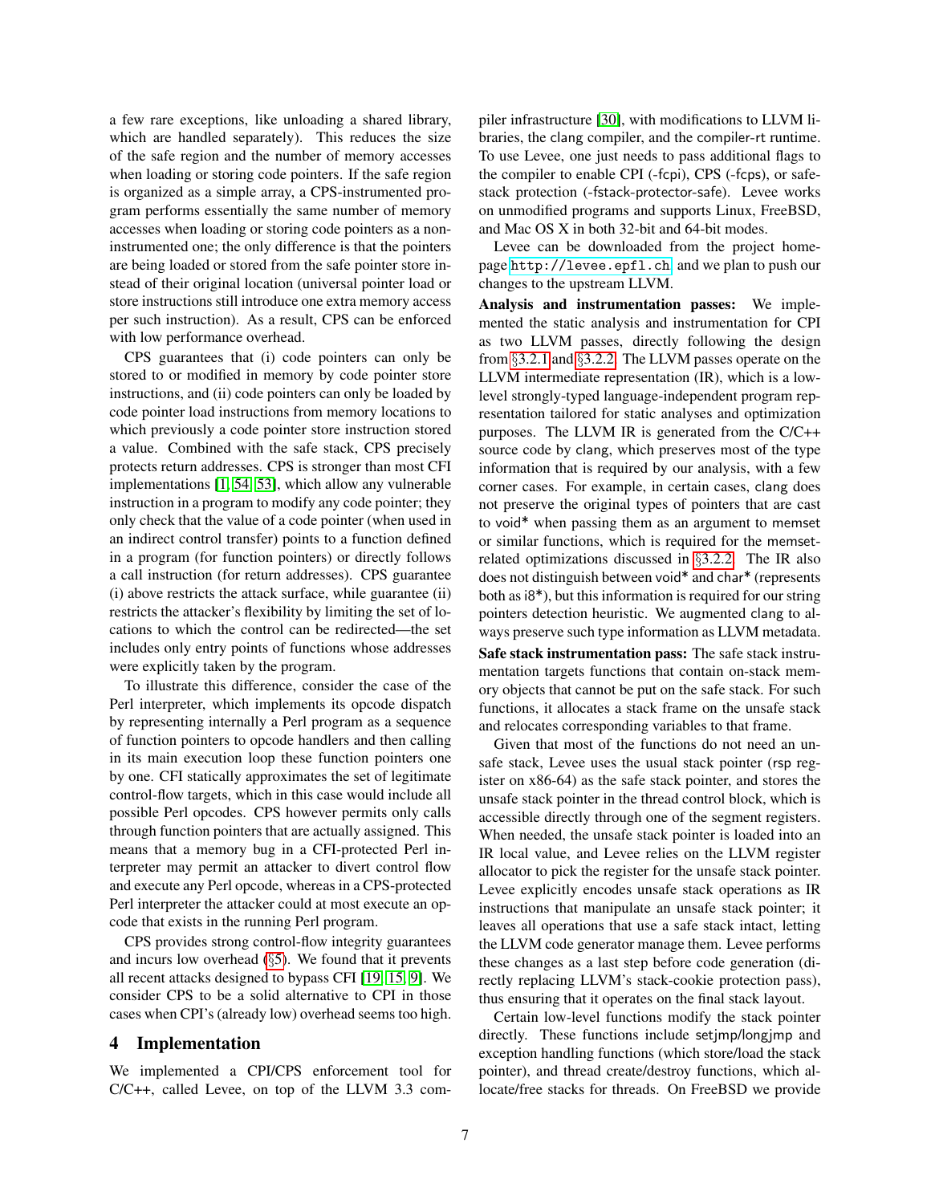a few rare exceptions, like unloading a shared library, which are handled separately). This reduces the size of the safe region and the number of memory accesses when loading or storing code pointers. If the safe region is organized as a simple array, a CPS-instrumented program performs essentially the same number of memory accesses when loading or storing code pointers as a non-instrumented one; the only difference is that the pointers are being loaded or stored from the safe pointer store instead of their original location (universal pointer load or store instructions still introduce one extra memory access per such instruction). As a result, CPS can be enforced with low performance overhead.

CPS guarantees that (i) code pointers can only be stored to or modified in memory by code pointer store instructions, and (ii) code pointers can only be loaded by code pointer load instructions from memory locations to which previously a code pointer store instruction stored a value. Combined with the safe stack, CPS precisely protects return addresses. CPS is stronger than most CFI implementations [1, 54, 53], which allow any vulnerable instruction in a program to modify any code pointer; they only check that the value of a code pointer (when used in an indirect control transfer) points to a function defined in a program (for function pointers) or directly follows a call instruction (for return addresses). CPS guarantee (i) above restricts the attack surface, while guarantee (ii) restricts the attacker's flexibility by limiting the set of locations to which the control can be redirected—the set includes only entry points of functions whose addresses were explicitly taken by the program.

To illustrate this difference, consider the case of the Perl interpreter, which implements its opcode dispatch by representing internally a Perl program as a sequence of function pointers to opcode handlers and then calling in its main execution loop these function pointers one by one. CFI statically approximates the set of legitimate control-flow targets, which in this case would include all possible Perl opcodes. CPS however permits only calls through function pointers that are actually assigned. This means that a memory bug in a CFI-protected Perl interpreter may permit an attacker to divert control flow and execute any Perl opcode, whereas in a CPS-protected Perl interpreter the attacker could at most execute an opcode that exists in the running Perl program.

CPS provides strong control-flow integrity guarantees and incurs low overhead (§5). We found that it prevents all recent attacks designed to bypass CFI [19, 15, 9]. We consider CPS to be a solid alternative to CPI in those cases when CPI's (already low) overhead seems too high.

# 4 Implementation

We implemented a CPI/CPS enforcement tool for C/C++, called Levee, on top of the LLVM 3.3 compiler infrastructure [30], with modifications to LLVM libraries, the clang compiler, and the compiler-rt runtime. To use Levee, one just needs to pass additional flags to the compiler to enable CPI (-fcpi), CPS (-fcps), or safe-stack protection (-fstack-protector-safe). Levee works on unmodified programs and supports Linux, FreeBSD, and Mac OS X in both 32-bit and 64-bit modes.

Levee can be downloaded from the project homepage `http://levee.epfl.ch` and we plan to push our changes to the upstream LLVM.

**Analysis and instrumentation passes:** We implemented the static analysis and instrumentation for CPI as two LLVM passes, directly following the design from §3.2.1 and §3.2.2. The LLVM passes operate on the LLVM intermediate representation (IR), which is a low-level strongly-typed language-independent program representation tailored for static analyses and optimization purposes. The LLVM IR is generated from the C/C++ source code by clang, which preserves most of the type information that is required by our analysis, with a few corner cases. For example, in certain cases, clang does not preserve the original types of pointers that are cast to void* when passing them as an argument to memset or similar functions, which is required for the memset-related optimizations discussed in §3.2.2. The IR also does not distinguish between void* and char* (represents both as i8*), but this information is required for our string pointers detection heuristic. We augmented clang to always preserve such type information as LLVM metadata.

**Safe stack instrumentation pass:** The safe stack instrumentation targets functions that contain on-stack memory objects that cannot be put on the safe stack. For such functions, it allocates a stack frame on the unsafe stack and relocates corresponding variables to that frame.

Given that most of the functions do not need an unsafe stack, Levee uses the usual stack pointer (rsp register on x86-64) as the safe stack pointer, and stores the unsafe stack pointer in the thread control block, which is accessible directly through one of the segment registers. When needed, the unsafe stack pointer is loaded into an IR local value, and Levee relies on the LLVM register allocator to pick the register for the unsafe stack pointer. Levee explicitly encodes unsafe stack operations as IR instructions that manipulate an unsafe stack pointer; it leaves all operations that use a safe stack intact, letting the LLVM code generator manage them. Levee performs these changes as a last step before code generation (directly replacing LLVM's stack-cookie protection pass), thus ensuring that it operates on the final stack layout.

Certain low-level functions modify the stack pointer directly. These functions include setjmp/longjmp and exception handling functions (which store/load the stack pointer), and thread create/destroy functions, which allocate/free stacks for threads. On FreeBSD we provide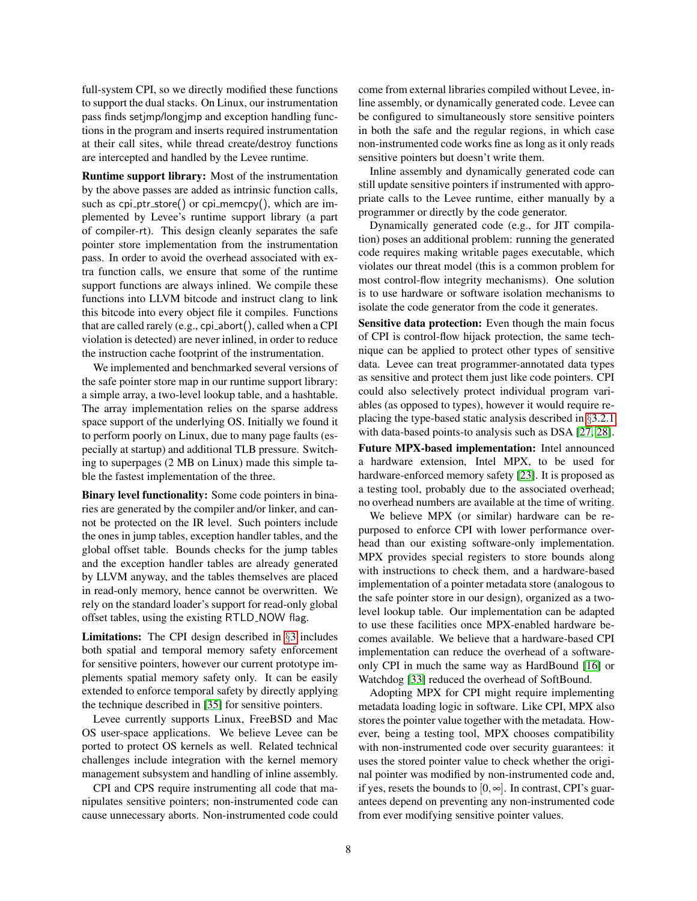full-system CPI, so we directly modified these functions to support the dual stacks. On Linux, our instrumentation pass finds setjmp/longjmp and exception handling functions in the program and inserts required instrumentation at their call sites, while thread create/destroy functions are intercepted and handled by the Levee runtime.

**Runtime support library:** Most of the instrumentation by the above passes are added as intrinsic function calls, such as cpi_ptr_store() or cpi_memcpy(), which are implemented by Levee's runtime support library (a part of compiler-rt). This design cleanly separates the safe pointer store implementation from the instrumentation pass. In order to avoid the overhead associated with extra function calls, we ensure that some of the runtime support functions are always inlined. We compile these functions into LLVM bitcode and instruct clang to link this bitcode into every object file it compiles. Functions that are called rarely (e.g., cpi_abort(), called when a CPI violation is detected) are never inlined, in order to reduce the instruction cache footprint of the instrumentation.

We implemented and benchmarked several versions of the safe pointer store map in our runtime support library: a simple array, a two-level lookup table, and a hashtable. The array implementation relies on the sparse address space support of the underlying OS. Initially we found it to perform poorly on Linux, due to many page faults (especially at startup) and additional TLB pressure. Switching to superpages (2 MB on Linux) made this simple table the fastest implementation of the three.

**Binary level functionality:** Some code pointers in binaries are generated by the compiler and/or linker, and cannot be protected on the IR level. Such pointers include the ones in jump tables, exception handler tables, and the global offset table. Bounds checks for the jump tables and the exception handler tables are already generated by LLVM anyway, and the tables themselves are placed in read-only memory, hence cannot be overwritten. We rely on the standard loader's support for read-only global offset tables, using the existing RTLD_NOW flag.

**Limitations:** The CPI design described in §3 includes both spatial and temporal memory safety enforcement for sensitive pointers, however our current prototype implements spatial memory safety only. It can be easily extended to enforce temporal safety by directly applying the technique described in [35] for sensitive pointers.

Levee currently supports Linux, FreeBSD and Mac OS user-space applications. We believe Levee can be ported to protect OS kernels as well. Related technical challenges include integration with the kernel memory management subsystem and handling of inline assembly.

CPI and CPS require instrumenting all code that manipulates sensitive pointers; non-instrumented code can cause unnecessary aborts. Non-instrumented code could come from external libraries compiled without Levee, inline assembly, or dynamically generated code. Levee can be configured to simultaneously store sensitive pointers in both the safe and the regular regions, in which case non-instrumented code works fine as long as it only reads sensitive pointers but doesn't write them.

Inline assembly and dynamically generated code can still update sensitive pointers if instrumented with appropriate calls to the Levee runtime, either manually by a programmer or directly by the code generator.

Dynamically generated code (e.g., for JIT compilation) poses an additional problem: running the generated code requires making writable pages executable, which violates our threat model (this is a common problem for most control-flow integrity mechanisms). One solution is to use hardware or software isolation mechanisms to isolate the code generator from the code it generates.

**Sensitive data protection:** Even though the main focus of CPI is control-flow hijack protection, the same technique can be applied to protect other types of sensitive data. Levee can treat programmer-annotated data types as sensitive and protect them just like code pointers. CPI could also selectively protect individual program variables (as opposed to types), however it would require replacing the type-based static analysis described in §3.2.1 with data-based points-to analysis such as DSA [27, 28].

**Future MPX-based implementation:** Intel announced a hardware extension, Intel MPX, to be used for hardware-enforced memory safety [23]. It is proposed as a testing tool, probably due to the associated overhead; no overhead numbers are available at the time of writing.

We believe MPX (or similar) hardware can be repurposed to enforce CPI with lower performance overhead than our existing software-only implementation. MPX provides special registers to store bounds along with instructions to check them, and a hardware-based implementation of a pointer metadata store (analogous to the safe pointer store in our design), organized as a two-level lookup table. Our implementation can be adapted to use these facilities once MPX-enabled hardware becomes available. We believe that a hardware-based CPI implementation can reduce the overhead of a software-only CPI in much the same way as HardBound [16] or Watchdog [33] reduced the overhead of SoftBound.

Adopting MPX for CPI might require implementing metadata loading logic in software. Like CPI, MPX also stores the pointer value together with the metadata. However, being a testing tool, MPX chooses compatibility with non-instrumented code over security guarantees: it uses the stored pointer value to check whether the original pointer was modified by non-instrumented code and, if yes, resets the bounds to $[0, \infty]$. In contrast, CPI's guarantees depend on preventing any non-instrumented code from ever modifying sensitive pointer values.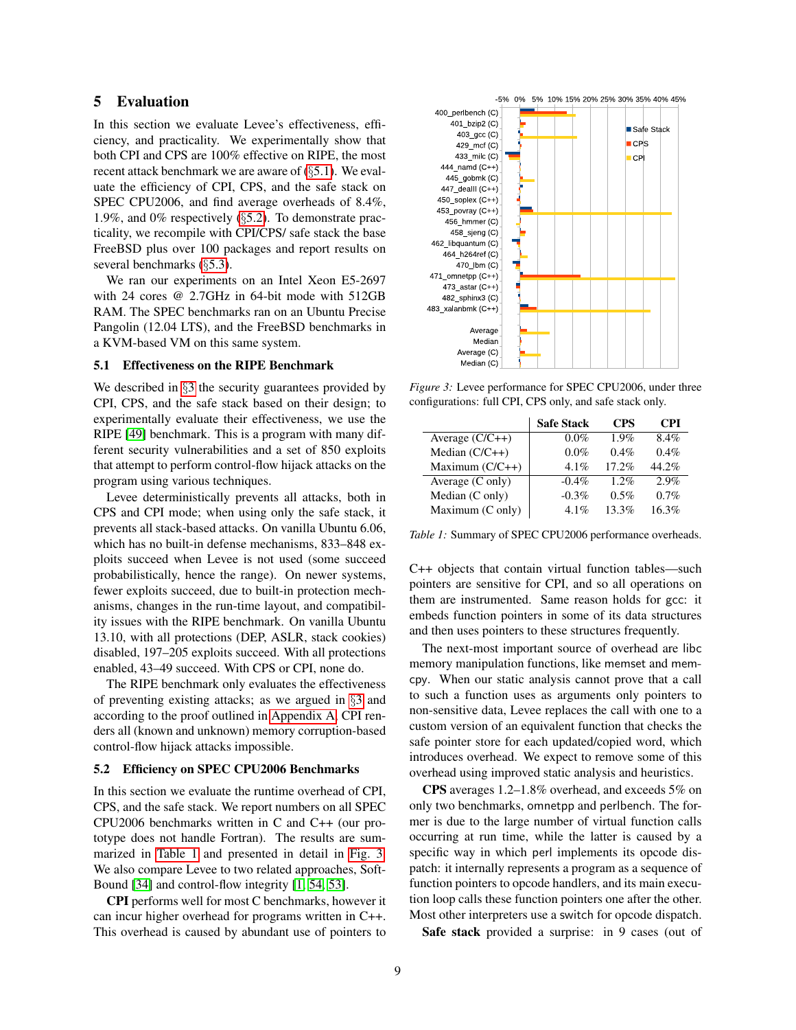## 5 Evaluation

In this section we evaluate Levee's effectiveness, efficiency, and practicality. We experimentally show that both CPI and CPS are 100% effective on RIPE, the most recent attack benchmark we are aware of (§5.1). We evaluate the efficiency of CPI, CPS, and the safe stack on SPEC CPU2006, and find average overheads of 8.4%, 1.9%, and 0% respectively (§5.2). To demonstrate practicality, we recompile with CPI/CPS/ safe stack the base FreeBSD plus over 100 packages and report results on several benchmarks (§5.3).

We ran our experiments on an Intel Xeon E5-2697 with 24 cores @ 2.7GHz in 64-bit mode with 512GB RAM. The SPEC benchmarks ran on an Ubuntu Precise Pangolin (12.04 LTS), and the FreeBSD benchmarks in a KVM-based VM on this same system.

### 5.1 Effectiveness on the RIPE Benchmark

We described in §3 the security guarantees provided by CPI, CPS, and the safe stack based on their design; to experimentally evaluate their effectiveness, we use the RIPE [49] benchmark. This is a program with many different security vulnerabilities and a set of 850 exploits that attempt to perform control-flow hijack attacks on the program using various techniques.

Levee deterministically prevents all attacks, both in CPS and CPI mode; when using only the safe stack, it prevents all stack-based attacks. On vanilla Ubuntu 6.06, which has no built-in defense mechanisms, 833–848 exploits succeed when Levee is not used (some succeed probabilistically, hence the range). On newer systems, fewer exploits succeed, due to built-in protection mechanisms, changes in the run-time layout, and compatibility issues with the RIPE benchmark. On vanilla Ubuntu 13.10, with all protections (DEP, ASLR, stack cookies) disabled, 197–205 exploits succeed. With all protections enabled, 43–49 succeed. With CPS or CPI, none do.

The RIPE benchmark only evaluates the effectiveness of preventing existing attacks; as we argued in §3 and according to the proof outlined in Appendix A, CPI renders all (known and unknown) memory corruption-based control-flow hijack attacks impossible.

### 5.2 Efficiency on SPEC CPU2006 Benchmarks

In this section we evaluate the runtime overhead of CPI, CPS, and the safe stack. We report numbers on all SPEC CPU2006 benchmarks written in C and C++ (our prototype does not handle Fortran). The results are summarized in Table 1 and presented in detail in Fig. 3. We also compare Levee to two related approaches, SoftBound [34] and control-flow integrity [1, 54, 53].

**CPI** performs well for most C benchmarks, however it can incur higher overhead for programs written in C++. This overhead is caused by abundant use of pointers to C++ objects that contain virtual function tables—such pointers are sensitive for CPI, and so all operations on them are instrumented. Same reason holds for gcc: it embeds function pointers in some of its data structures and then uses pointers to these structures frequently.

Figure 3: Levee performance for SPEC CPU2006, under three configurations: full CPI, CPS only, and safe stack only.

| | Safe Stack | CPS | CPI |
|---|---|---|---|
| Average (C/C++) | 0.0% | 1.9% | 8.4% |
| Median (C/C++) | 0.0% | 0.4% | 0.4% |
| Maximum (C/C++) | 4.1% | 17.2% | 44.2% |
| Average (C only) | -0.4% | 1.2% | 2.9% |
| Median (C only) | -0.3% | 0.5% | 0.7% |
| Maximum (C only) | 4.1% | 13.3% | 16.3% |

Table 1: Summary of SPEC CPU2006 performance overheads.

The next-most important source of overhead are libc memory manipulation functions, like memset and memcpy. When our static analysis cannot prove that a call to such a function uses as arguments only pointers to non-sensitive data, Levee replaces the call with one to a custom version of an equivalent function that checks the safe pointer store for each updated/copied word, which introduces overhead. We expect to remove some of this overhead using improved static analysis and heuristics.

**CPS** averages 1.2–1.8% overhead, and exceeds 5% on only two benchmarks, omnetpp and perlbench. The former is due to the large number of virtual function calls occurring at run time, while the latter is caused by a specific way in which perl implements its opcode dispatch: it internally represents a program as a sequence of function pointers to opcode handlers, and its main execution loop calls these function pointers one after the other. Most other interpreters use a switch for opcode dispatch.

**Safe stack** provided a surprise: in 9 cases (out of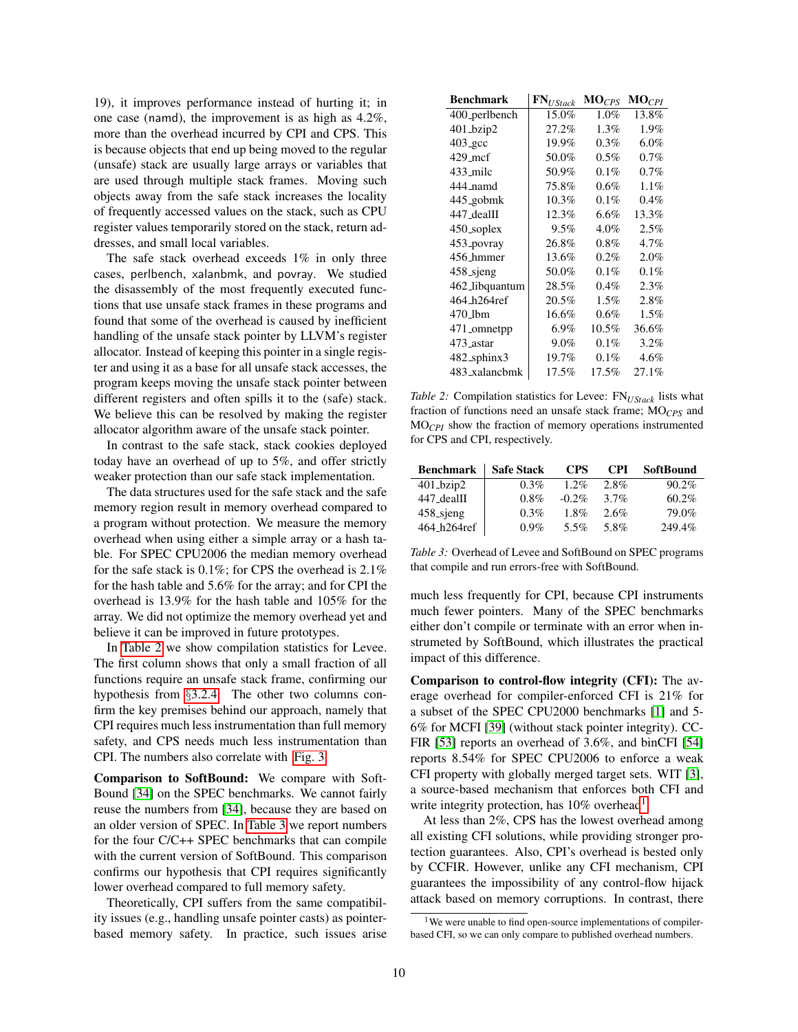19), it improves performance instead of hurting it; in one case (namd), the improvement is as high as 4.2%, more than the overhead incurred by CPI and CPS. This is because objects that end up being moved to the regular (unsafe) stack are usually large arrays or variables that are used through multiple stack frames. Moving such objects away from the safe stack increases the locality of frequently accessed values on the stack, such as CPU register values temporarily stored on the stack, return addresses, and small local variables.

The safe stack overhead exceeds 1% in only three cases, perlbench, xalanbmk, and povray. We studied the disassembly of the most frequently executed functions that use unsafe stack frames in these programs and found that some of the overhead is caused by inefficient handling of the unsafe stack pointer by LLVM's register allocator. Instead of keeping this pointer in a single register and using it as a base for all unsafe stack accesses, the program keeps moving the unsafe stack pointer between different registers and often spills it to the (safe) stack. We believe this can be resolved by making the register allocator algorithm aware of the unsafe stack pointer.

In contrast to the safe stack, stack cookies deployed today have an overhead of up to 5%, and offer strictly weaker protection than our safe stack implementation.

The data structures used for the safe stack and the safe memory region result in memory overhead compared to a program without protection. We measure the memory overhead when using either a simple array or a hash table. For SPEC CPU2006 the median memory overhead for the safe stack is 0.1%; for CPS the overhead is 2.1% for the hash table and 5.6% for the array; and for CPI the overhead is 13.9% for the hash table and 105% for the array. We did not optimize the memory overhead yet and believe it can be improved in future prototypes.

In Table 2 we show compilation statistics for Levee. The first column shows that only a small fraction of all functions require an unsafe stack frame, confirming our hypothesis from §3.2.4. The other two columns confirm the key premises behind our approach, namely that CPI requires much less instrumentation than full memory safety, and CPS needs much less instrumentation than CPI. The numbers also correlate with Fig. 3.

| Benchmark | $FN_{UStack}$ | $MO_{CPS}$ | $MO_{CPI}$ |
|---|---|---|---|
| 400_perlbench | 15.0% | 1.0% | 13.8% |
| 401_bzip2 | 27.2% | 1.3% | 1.9% |
| 403_gcc | 19.9% | 0.3% | 6.0% |
| 429_mcf | 50.0% | 0.5% | 0.7% |
| 433_milc | 50.9% | 0.1% | 0.7% |
| 444_namd | 75.8% | 0.6% | 1.1% |
| 445_gobmk | 10.3% | 0.1% | 0.4% |
| 447_dealII | 12.3% | 6.6% | 13.3% |
| 450_soplex | 9.5% | 4.0% | 2.5% |
| 453_povray | 26.8% | 0.8% | 4.7% |
| 456_hmmer | 13.6% | 0.2% | 2.0% |
| 458_sjeng | 50.0% | 0.1% | 0.1% |
| 462_libquantum | 28.5% | 0.4% | 2.3% |
| 464_h264ref | 20.5% | 1.5% | 2.8% |
| 470_lbm | 16.6% | 0.6% | 1.5% |
| 471_omnetpp | 6.9% | 10.5% | 36.6% |
| 473_astar | 9.0% | 0.1% | 3.2% |
| 482_sphinx3 | 19.7% | 0.1% | 4.6% |
| 483_xalancbmk | 17.5% | 17.5% | 27.1% |

*Table 2:* Compilation statistics for Levee: $FN_{UStack}$ lists what fraction of functions need an unsafe stack frame; $MO_{CPS}$ and $MO_{CPI}$ show the fraction of memory operations instrumented for CPS and CPI, respectively.

**Comparison to SoftBound:** We compare with SoftBound [34] on the SPEC benchmarks. We cannot fairly reuse the numbers from [34], because they are based on an older version of SPEC. In Table 3 we report numbers for the four C/C++ SPEC benchmarks that can compile with the current version of SoftBound. This comparison confirms our hypothesis that CPI requires significantly lower overhead compared to full memory safety.

| Benchmark | Safe Stack | CPS | CPI | SoftBound |
|---|---|---|---|---|
| 401_bzip2 | 0.3% | 1.2% | 2.8% | 90.2% |
| 447_dealII | 0.8% | -0.2% | 3.7% | 60.2% |
| 458_sjeng | 0.3% | 1.8% | 2.6% | 79.0% |
| 464_h264ref | 0.9% | 5.5% | 5.8% | 249.4% |

*Table 3:* Overhead of Levee and SoftBound on SPEC programs that compile and run errors-free with SoftBound.

Theoretically, CPI suffers from the same compatibility issues (e.g., handling unsafe pointer casts) as pointer-based memory safety. In practice, such issues arise much less frequently for CPI, because CPI instruments much fewer pointers. Many of the SPEC benchmarks either don't compile or terminate with an error when instrumeted by SoftBound, which illustrates the practical impact of this difference.

**Comparison to control-flow integrity (CFI):** The average overhead for compiler-enforced CFI is 21% for a subset of the SPEC CPU2000 benchmarks [1] and 5-6% for MCFI [39] (without stack pointer integrity). CCFIR [53] reports an overhead of 3.6%, and binCFI [54] reports 8.54% for SPEC CPU2006 to enforce a weak CFI property with globally merged target sets. WIT [3], a source-based mechanism that enforces both CFI and write integrity protection, has 10% overhead[1].

At less than 2%, CPS has the lowest overhead among all existing CFI solutions, while providing stronger protection guarantees. Also, CPI's overhead is bested only by CCFIR. However, unlike any CFI mechanism, CPI guarantees the impossibility of any control-flow hijack attack based on memory corruptions. In contrast, there

[1] We were unable to find open-source implementations of compiler-based CFI, so we can only compare to published overhead numbers.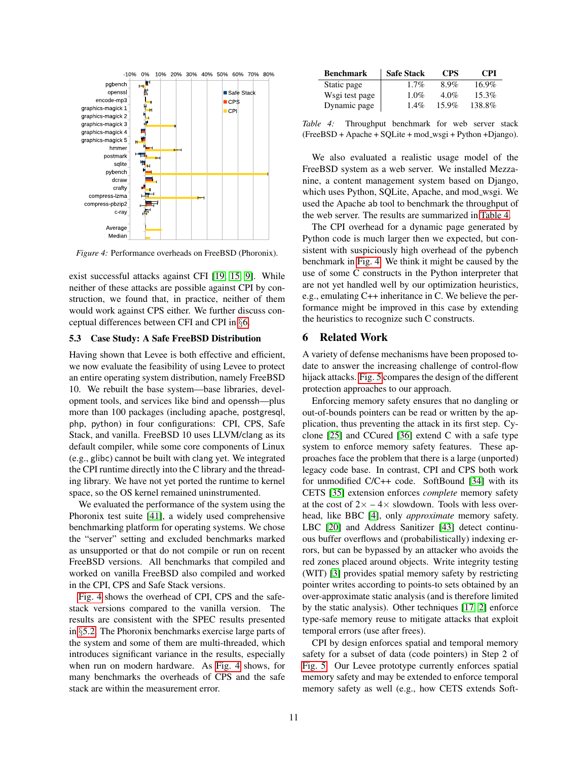*Figure 4:* Performance overheads on FreeBSD (Phoronix).

exist successful attacks against CFI [19, 15, 9]. While neither of these attacks are possible against CPI by construction, we found that, in practice, neither of them would work against CPS either. We further discuss conceptual differences between CFI and CPI in §6.

### 5.3 Case Study: A Safe FreeBSD Distribution

Having shown that Levee is both effective and efficient, we now evaluate the feasibility of using Levee to protect an entire operating system distribution, namely FreeBSD 10. We rebuilt the base system—base libraries, development tools, and services like bind and openssh—plus more than 100 packages (including apache, postgresql, php, python) in four configurations: CPI, CPS, Safe Stack, and vanilla. FreeBSD 10 uses LLVM/clang as its default compiler, while some core components of Linux (e.g., glibc) cannot be built with clang yet. We integrated the CPI runtime directly into the C library and the threading library. We have not yet ported the runtime to kernel space, so the OS kernel remained uninstrumented.

We evaluated the performance of the system using the Phoronix test suite [41], a widely used comprehensive benchmarking platform for operating systems. We chose the "server" setting and excluded benchmarks marked as unsupported or that do not compile or run on recent FreeBSD versions. All benchmarks that compiled and worked on vanilla FreeBSD also compiled and worked in the CPI, CPS and Safe Stack versions.

Fig. 4 shows the overhead of CPI, CPS and the safe-stack versions compared to the vanilla version. The results are consistent with the SPEC results presented in §5.2. The Phoronix benchmarks exercise large parts of the system and some of them are multi-threaded, which introduces significant variance in the results, especially when run on modern hardware. As Fig. 4 shows, for many benchmarks the overheads of CPS and the safe stack are within the measurement error.

| Benchmark | Safe Stack | CPS | CPI |
|---|---|---|---|
| Static page | 1.7% | 8.9% | 16.9% |
| Wsgi test page | 1.0% | 4.0% | 15.3% |
| Dynamic page | 1.4% | 15.9% | 138.8% |

*Table 4:* Throughput benchmark for web server stack (FreeBSD + Apache + SQLite + mod_wsgi + Python +Django).

We also evaluated a realistic usage model of the FreeBSD system as a web server. We installed Mezzanine, a content management system based on Django, which uses Python, SQLite, Apache, and mod_wsgi. We used the Apache ab tool to benchmark the throughput of the web server. The results are summarized in Table 4.

The CPI overhead for a dynamic page generated by Python code is much larger then we expected, but consistent with suspiciously high overhead of the pybench benchmark in Fig. 4. We think it might be caused by the use of some C constructs in the Python interpreter that are not yet handled well by our optimization heuristics, e.g., emulating C++ inheritance in C. We believe the performance might be improved in this case by extending the heuristics to recognize such C constructs.

## 6 Related Work

A variety of defense mechanisms have been proposed to-date to answer the increasing challenge of control-flow hijack attacks. Fig. 5 compares the design of the different protection approaches to our approach.

Enforcing memory safety ensures that no dangling or out-of-bounds pointers can be read or written by the application, thus preventing the attack in its first step. Cyclone [25] and CCured [36] extend C with a safe type system to enforce memory safety features. These approaches face the problem that there is a large (unported) legacy code base. In contrast, CPI and CPS both work for unmodified C/C++ code. SoftBound [34] with its CETS [35] extension enforces *complete* memory safety at the cost of $2\times - 4\times$ slowdown. Tools with less overhead, like BBC [4], only *approximate* memory safety. LBC [20] and Address Sanitizer [43] detect continuous buffer overflows and (probabilistically) indexing errors, but can be bypassed by an attacker who avoids the red zones placed around objects. Write integrity testing (WIT) [3] provides spatial memory safety by restricting pointer writes according to points-to sets obtained by an over-approximate static analysis (and is therefore limited by the static analysis). Other techniques [17, 2] enforce type-safe memory reuse to mitigate attacks that exploit temporal errors (use after frees).

CPI by design enforces spatial and temporal memory safety for a subset of data (code pointers) in Step 2 of Fig. 5. Our Levee prototype currently enforces spatial memory safety and may be extended to enforce temporal memory safety as well (e.g., how CETS extends Soft-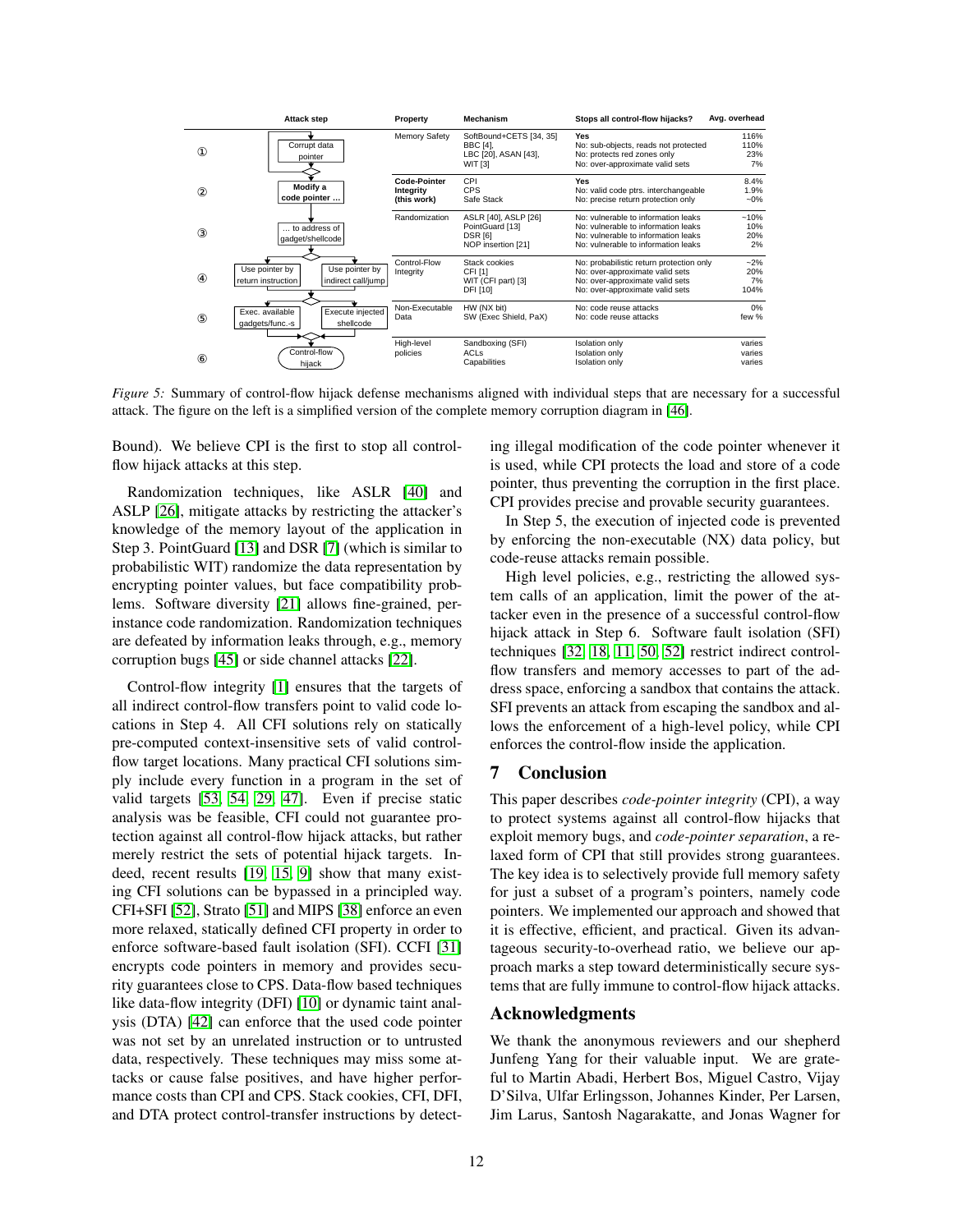| Attack step | | Property | Mechanism | Stops all control-flow hijacks? | Avg. overhead |
|---|---|---|---|---|---|
| ① | Corrupt data pointer | Memory Safety | SoftBound+CETS [34, 35]<br>BBC [4],<br>LBC [20], ASAN [43],<br>WIT [3] | Yes<br>No: sub-objects, reads not protected<br>No: protects red zones only<br>No: over-approximate valid sets | 116%<br>110%<br>23%<br>7% |
| ② | Modify a code pointer ... | **Code-Pointer Integrity (this work)** | CPI<br>CPS<br>Safe Stack | Yes<br>No: valid code ptrs. interchangeable<br>No: precise return protection only | 8.4%<br>1.9%<br>~0% |
| ③ | ... to address of gadget/shellcode | Randomization | ASLR [40], ASLP [26]<br>PointGuard [13]<br>DSR [6]<br>NOP insertion [21] | No: vulnerable to information leaks<br>No: vulnerable to information leaks<br>No: vulnerable to information leaks<br>No: vulnerable to information leaks | ~10%<br>10%<br>20%<br>2% |
| ④ | Use pointer by return instruction / Use pointer by indirect call/jump | Control-Flow Integrity | Stack cookies<br>CFI [1]<br>WIT (CFI part) [3]<br>DFI [10] | No: probabilistic return protection only<br>No: over-approximate valid sets<br>No: over-approximate valid sets<br>No: over-approximate valid sets | ~2%<br>20%<br>7%<br>104% |
| ⑤ | Exec. available gadgets/func.-s / Execute injected shellcode | Non-Executable Data | HW (NX bit)<br>SW (Exec Shield, PaX) | No: code reuse attacks<br>No: code reuse attacks | 0%<br>few % |
| ⑥ | Control-flow hijack | High-level policies | Sandboxing (SFI)<br>ACLs<br>Capabilities | Isolation only<br>Isolation only<br>Isolation only | varies<br>varies<br>varies |

*Figure 5:* Summary of control-flow hijack defense mechanisms aligned with individual steps that are necessary for a successful attack. The figure on the left is a simplified version of the complete memory corruption diagram in [46].

Bound). We believe CPI is the first to stop all control-flow hijack attacks at this step.

Randomization techniques, like ASLR [40] and ASLP [26], mitigate attacks by restricting the attacker's knowledge of the memory layout of the application in Step 3. PointGuard [13] and DSR [7] (which is similar to probabilistic WIT) randomize the data representation by encrypting pointer values, but face compatibility problems. Software diversity [21] allows fine-grained, per-instance code randomization. Randomization techniques are defeated by information leaks through, e.g., memory corruption bugs [45] or side channel attacks [22].

Control-flow integrity [1] ensures that the targets of all indirect control-flow transfers point to valid code locations in Step 4. All CFI solutions rely on statically pre-computed context-insensitive sets of valid control-flow target locations. Many practical CFI solutions simply include every function in a program in the set of valid targets [53, 54, 29, 47]. Even if precise static analysis was be feasible, CFI could not guarantee protection against all control-flow hijack attacks, but rather merely restrict the sets of potential hijack targets. Indeed, recent results [19, 15, 9] show that many existing CFI solutions can be bypassed in a principled way. CFI+SFI [52], Strato [51] and MIPS [38] enforce an even more relaxed, statically defined CFI property in order to enforce software-based fault isolation (SFI). CCFI [31] encrypts code pointers in memory and provides security guarantees close to CPS. Data-flow based techniques like data-flow integrity (DFI) [10] or dynamic taint analysis (DTA) [42] can enforce that the used code pointer was not set by an unrelated instruction or to untrusted data, respectively. These techniques may miss some attacks or cause false positives, and have higher performance costs than CPI and CPS. Stack cookies, CFI, DFI, and DTA protect control-transfer instructions by detecting illegal modification of the code pointer whenever it is used, while CPI protects the load and store of a code pointer, thus preventing the corruption in the first place. CPI provides precise and provable security guarantees.

In Step 5, the execution of injected code is prevented by enforcing the non-executable (NX) data policy, but code-reuse attacks remain possible.

High level policies, e.g., restricting the allowed system calls of an application, limit the power of the attacker even in the presence of a successful control-flow hijack attack in Step 6. Software fault isolation (SFI) techniques [32, 18, 11, 50, 52] restrict indirect control-flow transfers and memory accesses to part of the address space, enforcing a sandbox that contains the attack. SFI prevents an attack from escaping the sandbox and allows the enforcement of a high-level policy, while CPI enforces the control-flow inside the application.

# 7 Conclusion

This paper describes *code-pointer integrity* (CPI), a way to protect systems against all control-flow hijacks that exploit memory bugs, and *code-pointer separation*, a relaxed form of CPI that still provides strong guarantees. The key idea is to selectively provide full memory safety for just a subset of a program's pointers, namely code pointers. We implemented our approach and showed that it is effective, efficient, and practical. Given its advantageous security-to-overhead ratio, we believe our approach marks a step toward deterministically secure systems that are fully immune to control-flow hijack attacks.

# Acknowledgments

We thank the anonymous reviewers and our shepherd Junfeng Yang for their valuable input. We are grateful to Martin Abadi, Herbert Bos, Miguel Castro, Vijay D'Silva, Ulfar Erlingsson, Johannes Kinder, Per Larsen, Jim Larus, Santosh Nagarakatte, and Jonas Wagner for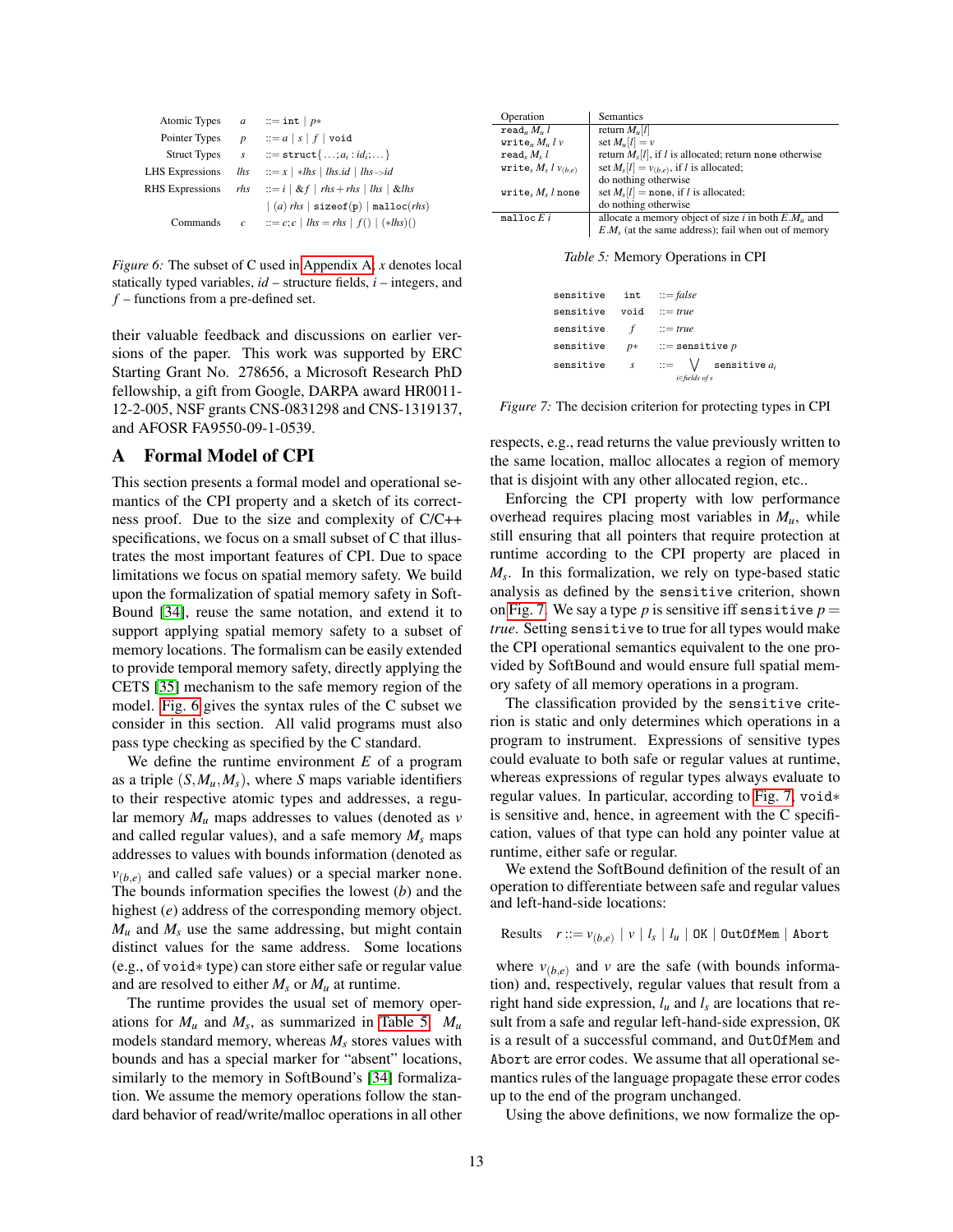| | | |
|---|---|---|
| Atomic Types | $a$ | $::=$ `int` $\mid p*$ |
| Pointer Types | $p$ | $::= a \mid s \mid f \mid$ `void` |
| Struct Types | $s$ | $::=$ `struct`$\{\ldots; a_i : id_i; \ldots\}$ |
| LHS Expressions | $lhs$ | $::= x \mid *lhs \mid lhs.id \mid lhs{->}id$ |
| RHS Expressions | $rhs$ | $::= i \mid \&f \mid rhs + rhs \mid lhs \mid \&lhs$ |
| | | $\mid (a)\ rhs \mid$ `sizeof(p)` $\mid$ `malloc`$(rhs)$ |
| Commands | $c$ | $::= c;c \mid lhs = rhs \mid f() \mid (*lhs)()$ |

*Figure 6:* The subset of C used in Appendix A. $x$ denotes local statically typed variables, $id$ – structure fields, $i$ – integers, and $f$ – functions from a pre-defined set.

their valuable feedback and discussions on earlier versions of the paper. This work was supported by ERC Starting Grant No. 278656, a Microsoft Research PhD fellowship, a gift from Google, DARPA award HR0011-12-2-005, NSF grants CNS-0831298 and CNS-1319137, and AFOSR FA9550-09-1-0539.

## A Formal Model of CPI

This section presents a formal model and operational semantics of the CPI property and a sketch of its correctness proof. Due to the size and complexity of C/C++ specifications, we focus on a small subset of C that illustrates the most important features of CPI. Due to space limitations we focus on spatial memory safety. We build upon the formalization of spatial memory safety in SoftBound [34], reuse the same notation, and extend it to support applying spatial memory safety to a subset of memory locations. The formalism can be easily extended to provide temporal memory safety, directly applying the CETS [35] mechanism to the safe memory region of the model. Fig. 6 gives the syntax rules of the C subset we consider in this section. All valid programs must also pass type checking as specified by the C standard.

We define the runtime environment $E$ of a program as a triple $(S, M_u, M_s)$, where $S$ maps variable identifiers to their respective atomic types and addresses, a regular memory $M_u$ maps addresses to values (denoted as $v$ and called regular values), and a safe memory $M_s$ maps addresses to values with bounds information (denoted as $v_{(b,e)}$ and called safe values) or a special marker `none`. The bounds information specifies the lowest ($b$) and the highest ($e$) address of the corresponding memory object. $M_u$ and $M_s$ use the same addressing, but might contain distinct values for the same address. Some locations (e.g., of `void*` type) can store either safe or regular value and are resolved to either $M_s$ or $M_u$ at runtime.

The runtime provides the usual set of memory operations for $M_u$ and $M_s$, as summarized in Table 5. $M_u$ models standard memory, whereas $M_s$ stores values with bounds and has a special marker for "absent" locations, similarly to the memory in SoftBound's [34] formalization. We assume the memory operations follow the standard behavior of read/write/malloc operations in all other respects, e.g., read returns the value previously written to the same location, malloc allocates a region of memory that is disjoint with any other allocated region, etc..

| Operation | Semantics |
|---|---|
| $\texttt{read}_u\ M_u\ l$ | return $M_u[l]$ |
| $\texttt{write}_u\ M_u\ l\ v$ | set $M_u[l] = v$ |
| $\texttt{read}_s\ M_s\ l$ | return $M_s[l]$, if $l$ is allocated; return none otherwise |
| $\texttt{write}_s\ M_s\ l\ v_{(b,e)}$ | set $M_s[l] = v_{(b,e)}$, if $l$ is allocated; do nothing otherwise |
| $\texttt{write}_s\ M_s\ l$ `none` | set $M_s[l] =$ `none`, if $l$ is allocated; do nothing otherwise |
| `malloc` $E\ i$ | allocate a memory object of size $i$ in both $E.M_u$ and $E.M_s$ (at the same address); fail when out of memory |

*Table 5:* Memory Operations in CPI

$$
\begin{array}{llll}
\texttt{sensitive} & \texttt{int} & ::= & \mathit{false} \\
\texttt{sensitive} & \texttt{void} & ::= & \mathit{true} \\
\texttt{sensitive} & f & ::= & \mathit{true} \\
\texttt{sensitive} & p* & ::= & \texttt{sensitive}\ p \\
\texttt{sensitive} & s & ::= & \bigvee_{i \in \mathit{fields\ of\ } s} \texttt{sensitive}\ a_i
\end{array}
$$

*Figure 7:* The decision criterion for protecting types in CPI

Enforcing the CPI property with low performance overhead requires placing most variables in $M_u$, while still ensuring that all pointers that require protection at runtime according to the CPI property are placed in $M_s$. In this formalization, we rely on type-based static analysis as defined by the `sensitive` criterion, shown on Fig. 7. We say a type $p$ is sensitive iff `sensitive` $p = \mathit{true}$. Setting `sensitive` to true for all types would make the CPI operational semantics equivalent to the one provided by SoftBound and would ensure full spatial memory safety of all memory operations in a program.

The classification provided by the `sensitive` criterion is static and only determines which operations in a program to instrument. Expressions of sensitive types could evaluate to both safe or regular values at runtime, whereas expressions of regular types always evaluate to regular values. In particular, according to Fig. 7, `void*` is sensitive and, hence, in agreement with the C specification, values of that type can hold any pointer value at runtime, either safe or regular.

We extend the SoftBound definition of the result of an operation to differentiate between safe and regular values and left-hand-side locations:

$$\text{Results} \quad r ::= v_{(b,e)} \mid v \mid l_s \mid l_u \mid \texttt{OK} \mid \texttt{OutOfMem} \mid \texttt{Abort}$$

where $v_{(b,e)}$ and $v$ are the safe (with bounds information) and, respectively, regular values that result from a right hand side expression, $l_u$ and $l_s$ are locations that result from a safe and regular left-hand-side expression, `OK` is a result of a successful command, and `OutOfMem` and `Abort` are error codes. We assume that all operational semantics rules of the language propagate these error codes up to the end of the program unchanged.

Using the above definitions, we now formalize the op-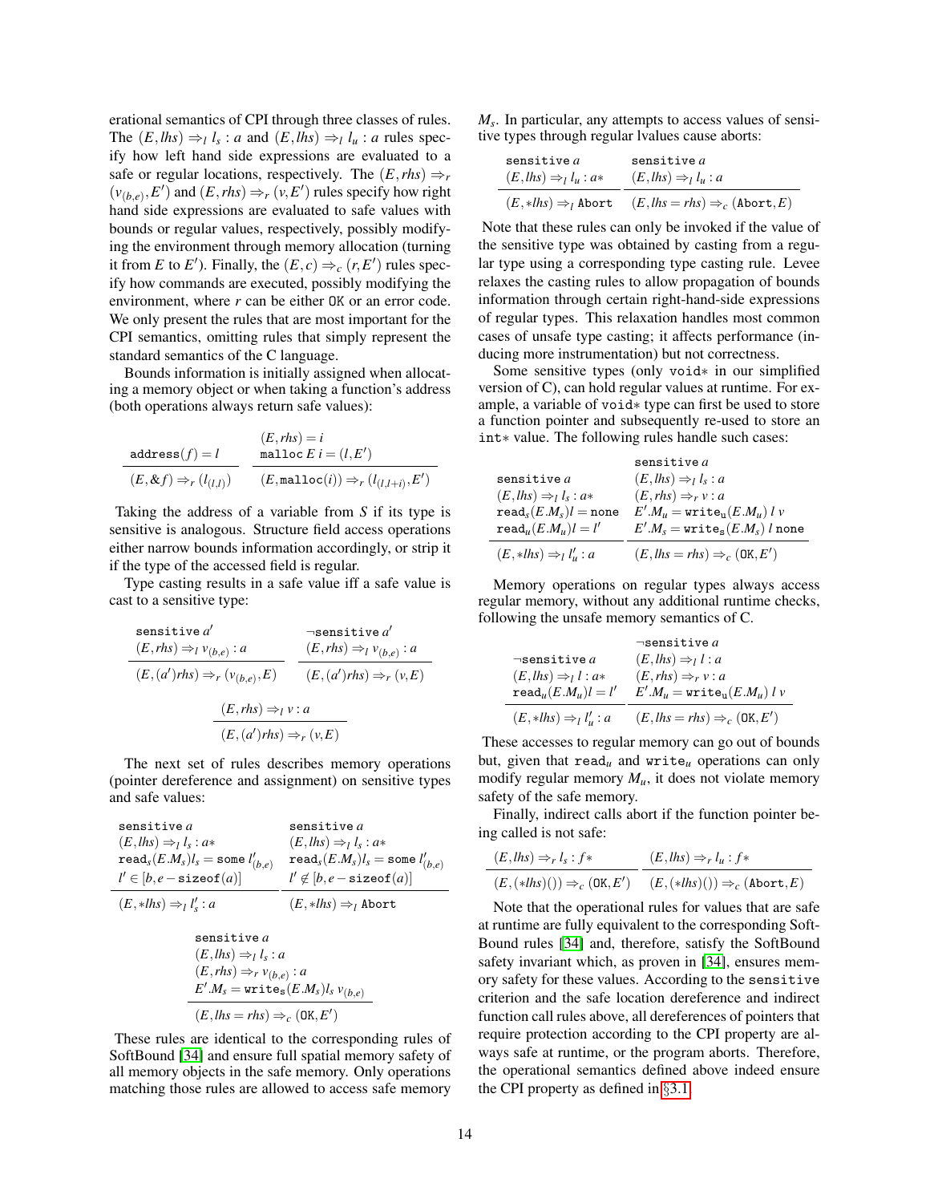erational semantics of CPI through three classes of rules. The $(E, lhs) \Rightarrow_l l_s : a$ and $(E, lhs) \Rightarrow_l l_u : a$ rules specify how left hand side expressions are evaluated to a safe or regular locations, respectively. The $(E, rhs) \Rightarrow_r (v_{(b,e)}, E')$ and $(E, rhs) \Rightarrow_r (v, E')$ rules specify how right hand side expressions are evaluated to safe values with bounds or regular values, respectively, possibly modifying the environment through memory allocation (turning it from $E$ to $E'$). Finally, the $(E, c) \Rightarrow_c (r, E')$ rules specify how commands are executed, possibly modifying the environment, where $r$ can be either OK or an error code. We only present the rules that are most important for the CPI semantics, omitting rules that simply represent the standard semantics of the C language.

Bounds information is initially assigned when allocating a memory object or when taking a function's address (both operations always return safe values):

$$\frac{\texttt{address}(f) = l}{(E, \&f) \Rightarrow_r (l_{(l,l)})} \qquad \frac{\begin{array}{l}(E, rhs) = i \\ \texttt{malloc}\, E\; i = (l, E')\end{array}}{(E, \texttt{malloc}(i)) \Rightarrow_r (l_{(l,l+i)}, E')}$$

Taking the address of a variable from $S$ if its type is sensitive is analogous. Structure field access operations either narrow bounds information accordingly, or strip it if the type of the accessed field is regular.

Type casting results in a safe value iff a safe value is cast to a sensitive type:

$$\frac{\begin{array}{l}\texttt{sensitive}\, a' \\ (E, rhs) \Rightarrow_l v_{(b,e)} : a\end{array}}{(E, (a')rhs) \Rightarrow_r (v_{(b,e)}, E)} \qquad \frac{\begin{array}{l}\neg\texttt{sensitive}\, a' \\ (E, rhs) \Rightarrow_l v_{(b,e)} : a\end{array}}{(E, (a')rhs) \Rightarrow_r (v, E)}$$

$$\frac{(E, rhs) \Rightarrow_l v : a}{(E, (a')rhs) \Rightarrow_r (v, E)}$$

The next set of rules describes memory operations (pointer dereference and assignment) on sensitive types and safe values:

$$\frac{\begin{array}{l}\texttt{sensitive}\, a \\ (E, lhs) \Rightarrow_l l_s : a* \\ \texttt{read}_s(E.M_s) l_s = \texttt{some}\; l'_{(b,e)} \\ l' \in [b, e - \texttt{sizeof}(a)]\end{array}}{(E, *lhs) \Rightarrow_l l'_s : a} \qquad \frac{\begin{array}{l}\texttt{sensitive}\, a \\ (E, lhs) \Rightarrow_l l_s : a* \\ \texttt{read}_s(E.M_s) l_s = \texttt{some}\; l'_{(b,e)} \\ l' \notin [b, e - \texttt{sizeof}(a)]\end{array}}{(E, *lhs) \Rightarrow_l \texttt{Abort}}$$

$$\frac{\begin{array}{l}\texttt{sensitive}\, a \\ (E, lhs) \Rightarrow_l l_s : a \\ (E, rhs) \Rightarrow_r v_{(b,e)} : a \\ E'.M_s = \texttt{write}_s(E.M_s) l_s\, v_{(b,e)}\end{array}}{(E, lhs = rhs) \Rightarrow_c (\texttt{OK}, E')}$$

These rules are identical to the corresponding rules of SoftBound [34] and ensure full spatial memory safety of all memory objects in the safe memory. Only operations matching those rules are allowed to access safe memory $M_s$. In particular, any attempts to access values of sensitive types through regular lvalues cause aborts:

$$\frac{\begin{array}{l}\texttt{sensitive}\, a \\ (E, lhs) \Rightarrow_l l_u : a*\end{array}}{(E, *lhs) \Rightarrow_l \texttt{Abort}} \qquad \frac{\begin{array}{l}\texttt{sensitive}\, a \\ (E, lhs) \Rightarrow_l l_u : a\end{array}}{(E, lhs = rhs) \Rightarrow_c (\texttt{Abort}, E)}$$

Note that these rules can only be invoked if the value of the sensitive type was obtained by casting from a regular type using a corresponding type casting rule. Levee relaxes the casting rules to allow propagation of bounds information through certain right-hand-side expressions of regular types. This relaxation handles most common cases of unsafe type casting; it affects performance (inducing more instrumentation) but not correctness.

Some sensitive types (only void* in our simplified version of C), can hold regular values at runtime. For example, a variable of void* type can first be used to store a function pointer and subsequently re-used to store an int* value. The following rules handle such cases:

$$\frac{\begin{array}{l}\texttt{sensitive}\, a \\ (E, lhs) \Rightarrow_l l_s : a* \\ \texttt{read}_s(E.M_s) l = \texttt{none} \\ \texttt{read}_u(E.M_u) l = l'\end{array}}{(E, *lhs) \Rightarrow_l l'_u : a} \qquad \frac{\begin{array}{l}\texttt{sensitive}\, a \\ (E, lhs) \Rightarrow_l l_s : a \\ (E, rhs) \Rightarrow_r v : a \\ E'.M_u = \texttt{write}_u(E.M_u)\; l\; v \\ E'.M_s = \texttt{write}_s(E.M_s)\; l\; \texttt{none}\end{array}}{(E, lhs = rhs) \Rightarrow_c (\texttt{OK}, E')}$$

Memory operations on regular types always access regular memory, without any additional runtime checks, following the unsafe memory semantics of C.

$$\frac{\begin{array}{l}\neg\texttt{sensitive}\, a \\ (E, lhs) \Rightarrow_l l : a* \\ \texttt{read}_u(E.M_u) l = l'\end{array}}{(E, *lhs) \Rightarrow_l l'_u : a} \qquad \frac{\begin{array}{l}\neg\texttt{sensitive}\, a \\ (E, lhs) \Rightarrow_l l : a \\ (E, rhs) \Rightarrow_r v : a \\ E'.M_u = \texttt{write}_u(E.M_u)\; l\; v\end{array}}{(E, lhs = rhs) \Rightarrow_c (\texttt{OK}, E')}$$

These accesses to regular memory can go out of bounds but, given that $\texttt{read}_u$ and $\texttt{write}_u$ operations can only modify regular memory $M_u$, it does not violate memory safety of the safe memory.

Finally, indirect calls abort if the function pointer being called is not safe:

$$\frac{(E, lhs) \Rightarrow_r l_s : f*}{(E, (*lhs)()) \Rightarrow_c (\texttt{OK}, E')} \qquad \frac{(E, lhs) \Rightarrow_r l_u : f*}{(E, (*lhs)()) \Rightarrow_c (\texttt{Abort}, E)}$$

Note that the operational rules for values that are safe at runtime are fully equivalent to the corresponding SoftBound rules [34] and, therefore, satisfy the SoftBound safety invariant which, as proven in [34], ensures memory safety for these values. According to the sensitive criterion and the safe location dereference and indirect function call rules above, all dereferences of pointers that require protection according to the CPI property are always safe at runtime, or the program aborts. Therefore, the operational semantics defined above indeed ensure the CPI property as defined in §3.1.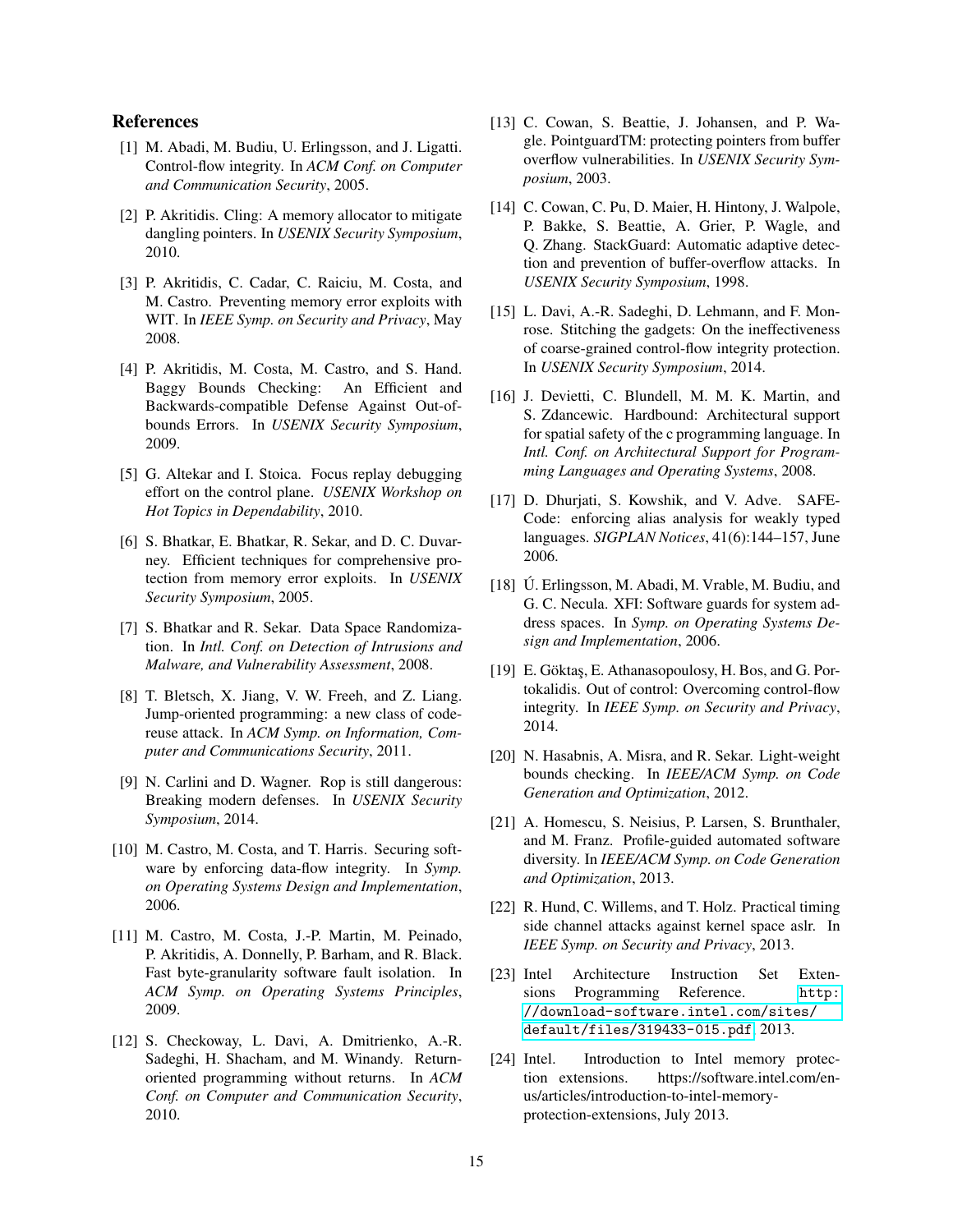## References

[1] M. Abadi, M. Budiu, U. Erlingsson, and J. Ligatti. Control-flow integrity. In *ACM Conf. on Computer and Communication Security*, 2005.

[2] P. Akritidis. Cling: A memory allocator to mitigate dangling pointers. In *USENIX Security Symposium*, 2010.

[3] P. Akritidis, C. Cadar, C. Raiciu, M. Costa, and M. Castro. Preventing memory error exploits with WIT. In *IEEE Symp. on Security and Privacy*, May 2008.

[4] P. Akritidis, M. Costa, M. Castro, and S. Hand. Baggy Bounds Checking: An Efficient and Backwards-compatible Defense Against Out-of-bounds Errors. In *USENIX Security Symposium*, 2009.

[5] G. Altekar and I. Stoica. Focus replay debugging effort on the control plane. *USENIX Workshop on Hot Topics in Dependability*, 2010.

[6] S. Bhatkar, E. Bhatkar, R. Sekar, and D. C. Duvarney. Efficient techniques for comprehensive protection from memory error exploits. In *USENIX Security Symposium*, 2005.

[7] S. Bhatkar and R. Sekar. Data Space Randomization. In *Intl. Conf. on Detection of Intrusions and Malware, and Vulnerability Assessment*, 2008.

[8] T. Bletsch, X. Jiang, V. W. Freeh, and Z. Liang. Jump-oriented programming: a new class of code-reuse attack. In *ACM Symp. on Information, Computer and Communications Security*, 2011.

[9] N. Carlini and D. Wagner. Rop is still dangerous: Breaking modern defenses. In *USENIX Security Symposium*, 2014.

[10] M. Castro, M. Costa, and T. Harris. Securing software by enforcing data-flow integrity. In *Symp. on Operating Systems Design and Implementation*, 2006.

[11] M. Castro, M. Costa, J.-P. Martin, M. Peinado, P. Akritidis, A. Donnelly, P. Barham, and R. Black. Fast byte-granularity software fault isolation. In *ACM Symp. on Operating Systems Principles*, 2009.

[12] S. Checkoway, L. Davi, A. Dmitrienko, A.-R. Sadeghi, H. Shacham, and M. Winandy. Return-oriented programming without returns. In *ACM Conf. on Computer and Communication Security*, 2010.

[13] C. Cowan, S. Beattie, J. Johansen, and P. Wagle. PointguardTM: protecting pointers from buffer overflow vulnerabilities. In *USENIX Security Symposium*, 2003.

[14] C. Cowan, C. Pu, D. Maier, H. Hintony, J. Walpole, P. Bakke, S. Beattie, A. Grier, P. Wagle, and Q. Zhang. StackGuard: Automatic adaptive detection and prevention of buffer-overflow attacks. In *USENIX Security Symposium*, 1998.

[15] L. Davi, A.-R. Sadeghi, D. Lehmann, and F. Monrose. Stitching the gadgets: On the ineffectiveness of coarse-grained control-flow integrity protection. In *USENIX Security Symposium*, 2014.

[16] J. Devietti, C. Blundell, M. M. K. Martin, and S. Zdancewic. Hardbound: Architectural support for spatial safety of the c programming language. In *Intl. Conf. on Architectural Support for Programming Languages and Operating Systems*, 2008.

[17] D. Dhurjati, S. Kowshik, and V. Adve. SAFECode: enforcing alias analysis for weakly typed languages. *SIGPLAN Notices*, 41(6):144–157, June 2006.

[18] Ú. Erlingsson, M. Abadi, M. Vrable, M. Budiu, and G. C. Necula. XFI: Software guards for system address spaces. In *Symp. on Operating Systems Design and Implementation*, 2006.

[19] E. Göktaş, E. Athanasopoulosy, H. Bos, and G. Portokalidis. Out of control: Overcoming control-flow integrity. In *IEEE Symp. on Security and Privacy*, 2014.

[20] N. Hasabnis, A. Misra, and R. Sekar. Light-weight bounds checking. In *IEEE/ACM Symp. on Code Generation and Optimization*, 2012.

[21] A. Homescu, S. Neisius, P. Larsen, S. Brunthaler, and M. Franz. Profile-guided automated software diversity. In *IEEE/ACM Symp. on Code Generation and Optimization*, 2013.

[22] R. Hund, C. Willems, and T. Holz. Practical timing side channel attacks against kernel space aslr. In *IEEE Symp. on Security and Privacy*, 2013.

[23] Intel Architecture Instruction Set Extensions Programming Reference. `http://download-software.intel.com/sites/default/files/319433-015.pdf`, 2013.

[24] Intel. Introduction to Intel memory protection extensions. https://software.intel.com/en-us/articles/introduction-to-intel-memory-protection-extensions, July 2013.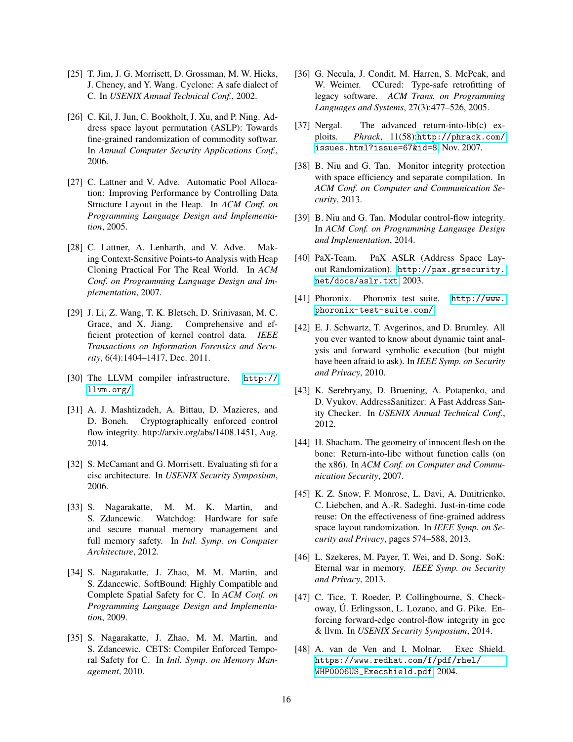[25] T. Jim, J. G. Morrisett, D. Grossman, M. W. Hicks, J. Cheney, and Y. Wang. Cyclone: A safe dialect of C. In *USENIX Annual Technical Conf.*, 2002.

[26] C. Kil, J. Jun, C. Bookholt, J. Xu, and P. Ning. Address space layout permutation (ASLP): Towards fine-grained randomization of commodity softwar. In *Annual Computer Security Applications Conf.*, 2006.

[27] C. Lattner and V. Adve. Automatic Pool Allocation: Improving Performance by Controlling Data Structure Layout in the Heap. In *ACM Conf. on Programming Language Design and Implementation*, 2005.

[28] C. Lattner, A. Lenharth, and V. Adve. Making Context-Sensitive Points-to Analysis with Heap Cloning Practical For The Real World. In *ACM Conf. on Programming Language Design and Implementation*, 2007.

[29] J. Li, Z. Wang, T. K. Bletsch, D. Srinivasan, M. C. Grace, and X. Jiang. Comprehensive and efficient protection of kernel control data. *IEEE Transactions on Information Forensics and Security*, 6(4):1404–1417, Dec. 2011.

[30] The LLVM compiler infrastructure. `http://llvm.org/`.

[31] A. J. Mashtizadeh, A. Bittau, D. Mazieres, and D. Boneh. Cryptographically enforced control flow integrity. http://arxiv.org/abs/1408.1451, Aug. 2014.

[32] S. McCamant and G. Morrisett. Evaluating sfi for a cisc architecture. In *USENIX Security Symposium*, 2006.

[33] S. Nagarakatte, M. M. K. Martin, and S. Zdancewic. Watchdog: Hardware for safe and secure manual memory management and full memory safety. In *Intl. Symp. on Computer Architecture*, 2012.

[34] S. Nagarakatte, J. Zhao, M. M. Martin, and S. Zdancewic. SoftBound: Highly Compatible and Complete Spatial Safety for C. In *ACM Conf. on Programming Language Design and Implementation*, 2009.

[35] S. Nagarakatte, J. Zhao, M. M. Martin, and S. Zdancewic. CETS: Compiler Enforced Temporal Safety for C. In *Intl. Symp. on Memory Management*, 2010.

[36] G. Necula, J. Condit, M. Harren, S. McPeak, and W. Weimer. CCured: Type-safe retrofitting of legacy software. *ACM Trans. on Programming Languages and Systems*, 27(3):477–526, 2005.

[37] Nergal. The advanced return-into-lib(c) exploits. *Phrack*, 11(58):`http://phrack.com/issues.html?issue=67&id=8`, Nov. 2007.

[38] B. Niu and G. Tan. Monitor integrity protection with space efficiency and separate compilation. In *ACM Conf. on Computer and Communication Security*, 2013.

[39] B. Niu and G. Tan. Modular control-flow integrity. In *ACM Conf. on Programming Language Design and Implementation*, 2014.

[40] PaX-Team. PaX ASLR (Address Space Layout Randomization). `http://pax.grsecurity.net/docs/aslr.txt`, 2003.

[41] Phoronix. Phoronix test suite. `http://www.phoronix-test-suite.com/`.

[42] E. J. Schwartz, T. Avgerinos, and D. Brumley. All you ever wanted to know about dynamic taint analysis and forward symbolic execution (but might have been afraid to ask). In *IEEE Symp. on Security and Privacy*, 2010.

[43] K. Serebryany, D. Bruening, A. Potapenko, and D. Vyukov. AddressSanitizer: A Fast Address Sanity Checker. In *USENIX Annual Technical Conf.*, 2012.

[44] H. Shacham. The geometry of innocent flesh on the bone: Return-into-libc without function calls (on the x86). In *ACM Conf. on Computer and Communication Security*, 2007.

[45] K. Z. Snow, F. Monrose, L. Davi, A. Dmitrienko, C. Liebchen, and A.-R. Sadeghi. Just-in-time code reuse: On the effectiveness of fine-grained address space layout randomization. In *IEEE Symp. on Security and Privacy*, pages 574–588, 2013.

[46] L. Szekeres, M. Payer, T. Wei, and D. Song. SoK: Eternal war in memory. *IEEE Symp. on Security and Privacy*, 2013.

[47] C. Tice, T. Roeder, P. Collingbourne, S. Checkoway, Ú. Erlingsson, L. Lozano, and G. Pike. Enforcing forward-edge control-flow integrity in gcc & llvm. In *USENIX Security Symposium*, 2014.

[48] A. van de Ven and I. Molnar. Exec Shield. `https://www.redhat.com/f/pdf/rhel/WHP0006US_Execshield.pdf`, 2004.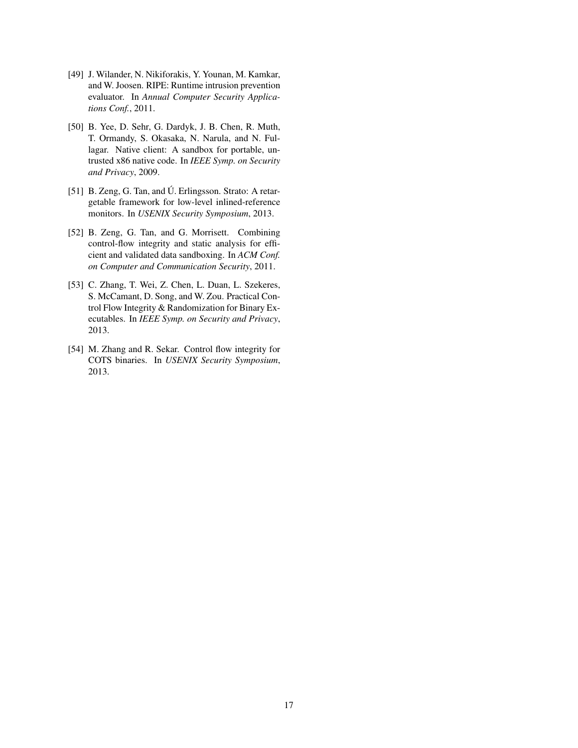[49] J. Wilander, N. Nikiforakis, Y. Younan, M. Kamkar, and W. Joosen. RIPE: Runtime intrusion prevention evaluator. In *Annual Computer Security Applications Conf.*, 2011.

[50] B. Yee, D. Sehr, G. Dardyk, J. B. Chen, R. Muth, T. Ormandy, S. Okasaka, N. Narula, and N. Fullagar. Native client: A sandbox for portable, untrusted x86 native code. In *IEEE Symp. on Security and Privacy*, 2009.

[51] B. Zeng, G. Tan, and Ú. Erlingsson. Strato: A retargetable framework for low-level inlined-reference monitors. In *USENIX Security Symposium*, 2013.

[52] B. Zeng, G. Tan, and G. Morrisett. Combining control-flow integrity and static analysis for efficient and validated data sandboxing. In *ACM Conf. on Computer and Communication Security*, 2011.

[53] C. Zhang, T. Wei, Z. Chen, L. Duan, L. Szekeres, S. McCamant, D. Song, and W. Zou. Practical Control Flow Integrity & Randomization for Binary Executables. In *IEEE Symp. on Security and Privacy*, 2013.

[54] M. Zhang and R. Sekar. Control flow integrity for COTS binaries. In *USENIX Security Symposium*, 2013.